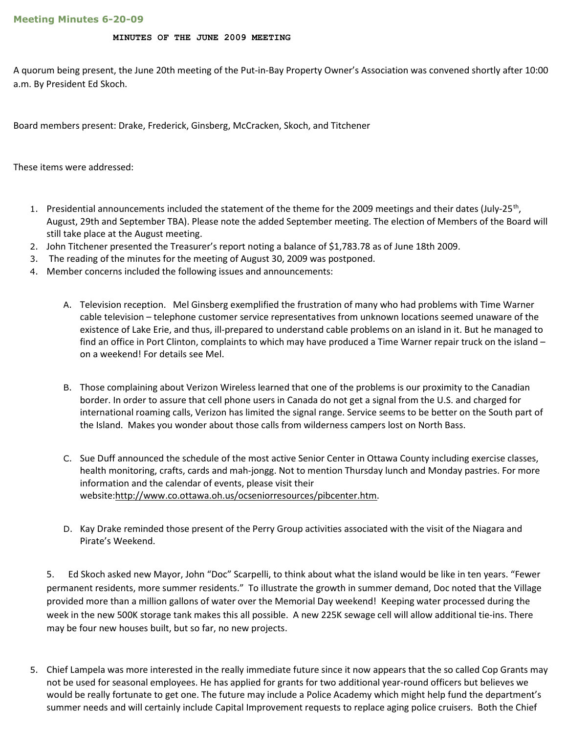## Meeting Minutes 6-20-09

**MINUTES OF THE JUNE 2009 MEETING**

A quorum being present, the June 20th meeting of the Put-in-Bay Property Owner's Association was convened shortly after 10:00 a.m. By President Ed Skoch.

Board members present: Drake, Frederick, Ginsberg, McCracken, Skoch, and Titchener

These items were addressed:

1. Presidential announcements included the statement of the theme for the 2009 meetings and their dates (July-25th, August, 29th and September TBA). Please note the added September meeting. The election of Members of the Board will still take place at the August meeting.
2. John Titchener presented the Treasurer's report noting a balance of $1,783.78 as of June 18th 2009.
3. The reading of the minutes for the meeting of August 30, 2009 was postponed.
4. Member concerns included the following issues and announcements:

   A. Television reception. Mel Ginsberg exemplified the frustration of many who had problems with Time Warner cable television – telephone customer service representatives from unknown locations seemed unaware of the existence of Lake Erie, and thus, ill-prepared to understand cable problems on an island in it. But he managed to find an office in Port Clinton, complaints to which may have produced a Time Warner repair truck on the island – on a weekend! For details see Mel.

   B. Those complaining about Verizon Wireless learned that one of the problems is our proximity to the Canadian border. In order to assure that cell phone users in Canada do not get a signal from the U.S. and charged for international roaming calls, Verizon has limited the signal range. Service seems to be better on the South part of the Island. Makes you wonder about those calls from wilderness campers lost on North Bass.

   C. Sue Duff announced the schedule of the most active Senior Center in Ottawa County including exercise classes, health monitoring, crafts, cards and mah-jongg. Not to mention Thursday lunch and Monday pastries. For more information and the calendar of events, please visit their website:http://www.co.ottawa.oh.us/ocseniorresources/pibcenter.htm.

   D. Kay Drake reminded those present of the Perry Group activities associated with the visit of the Niagara and Pirate's Weekend.

5. Ed Skoch asked new Mayor, John "Doc" Scarpelli, to think about what the island would be like in ten years. "Fewer permanent residents, more summer residents." To illustrate the growth in summer demand, Doc noted that the Village provided more than a million gallons of water over the Memorial Day weekend! Keeping water processed during the week in the new 500K storage tank makes this all possible. A new 225K sewage cell will allow additional tie-ins. There may be four new houses built, but so far, no new projects.

5. Chief Lampela was more interested in the really immediate future since it now appears that the so called Cop Grants may not be used for seasonal employees. He has applied for grants for two additional year-round officers but believes we would be really fortunate to get one. The future may include a Police Academy which might help fund the department's summer needs and will certainly include Capital Improvement requests to replace aging police cruisers. Both the Chief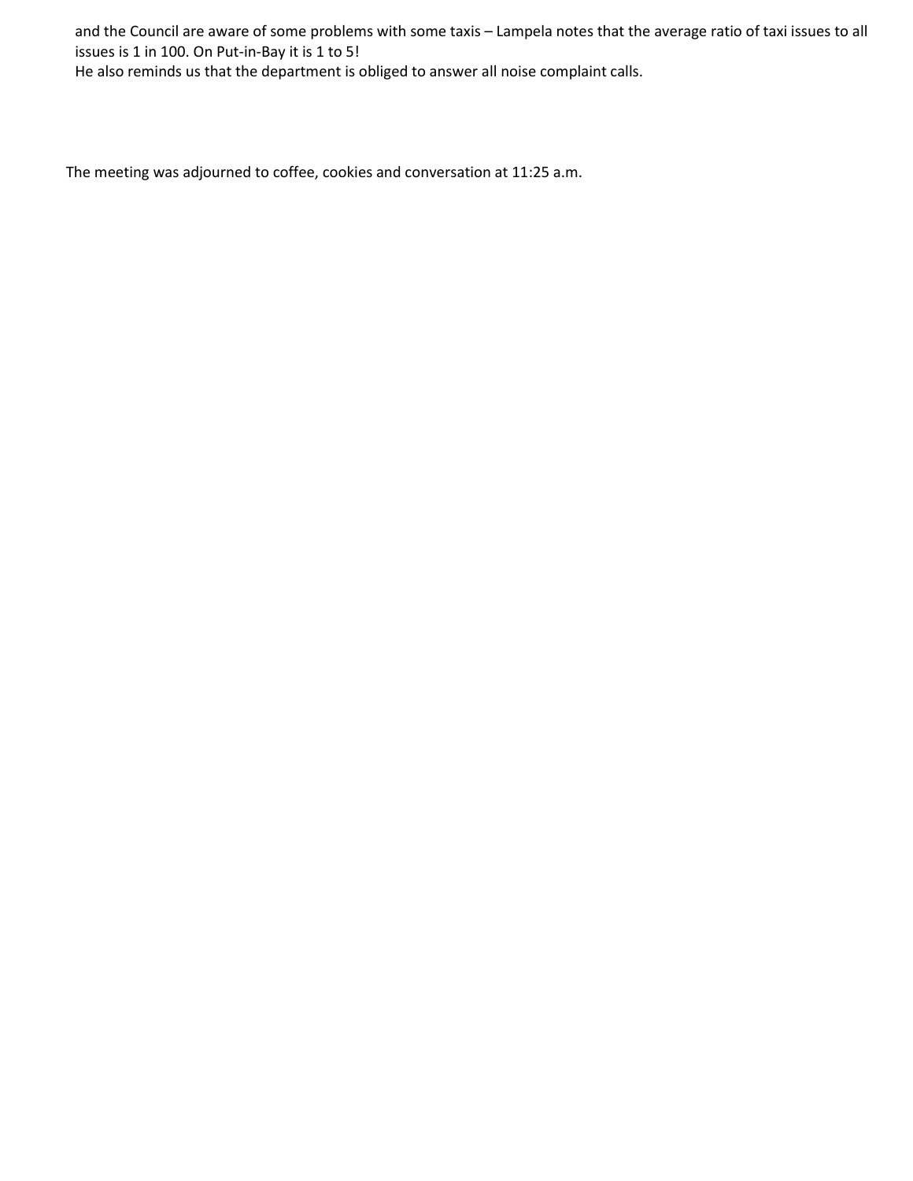and the Council are aware of some problems with some taxis – Lampela notes that the average ratio of taxi issues to all issues is 1 in 100. On Put-in-Bay it is 1 to 5!
He also reminds us that the department is obliged to answer all noise complaint calls.

The meeting was adjourned to coffee, cookies and conversation at 11:25 a.m.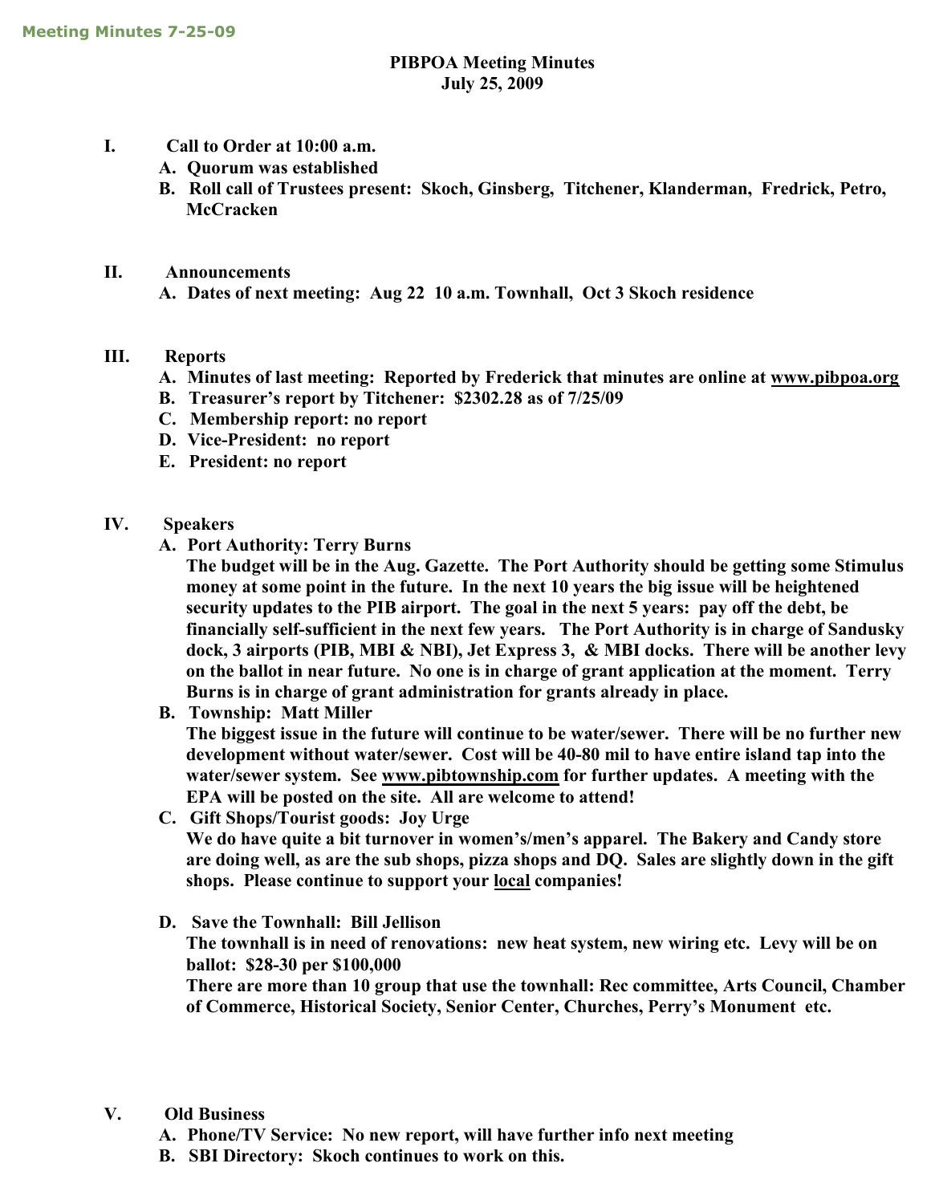**Meeting Minutes 7-25-09**

# PIBPOA Meeting Minutes
## July 25, 2009

**I. Call to Order at 10:00 a.m.**

**A. Quorum was established**

**B. Roll call of Trustees present: Skoch, Ginsberg, Titchener, Klanderman, Fredrick, Petro, McCracken**

**II. Announcements**

**A. Dates of next meeting: Aug 22 10 a.m. Townhall, Oct 3 Skoch residence**

**III. Reports**

**A. Minutes of last meeting: Reported by Frederick that minutes are online at www.pibpoa.org**

**B. Treasurer's report by Titchener: $2302.28 as of 7/25/09**

**C. Membership report: no report**

**D. Vice-President: no report**

**E. President: no report**

**IV. Speakers**

**A. Port Authority: Terry Burns**

**The budget will be in the Aug. Gazette. The Port Authority should be getting some Stimulus money at some point in the future. In the next 10 years the big issue will be heightened security updates to the PIB airport. The goal in the next 5 years: pay off the debt, be financially self-sufficient in the next few years. The Port Authority is in charge of Sandusky dock, 3 airports (PIB, MBI & NBI), Jet Express 3, & MBI docks. There will be another levy on the ballot in near future. No one is in charge of grant application at the moment. Terry Burns is in charge of grant administration for grants already in place.**

**B. Township: Matt Miller**

**The biggest issue in the future will continue to be water/sewer. There will be no further new development without water/sewer. Cost will be 40-80 mil to have entire island tap into the water/sewer system. See www.pibtownship.com for further updates. A meeting with the EPA will be posted on the site. All are welcome to attend!**

**C. Gift Shops/Tourist goods: Joy Urge**

**We do have quite a bit turnover in women's/men's apparel. The Bakery and Candy store are doing well, as are the sub shops, pizza shops and DQ. Sales are slightly down in the gift shops. Please continue to support your local companies!**

**D. Save the Townhall: Bill Jellison**

**The townhall is in need of renovations: new heat system, new wiring etc. Levy will be on ballot: $28-30 per $100,000**

**There are more than 10 group that use the townhall: Rec committee, Arts Council, Chamber of Commerce, Historical Society, Senior Center, Churches, Perry's Monument etc.**

**V. Old Business**

**A. Phone/TV Service: No new report, will have further info next meeting**

**B. SBI Directory: Skoch continues to work on this.**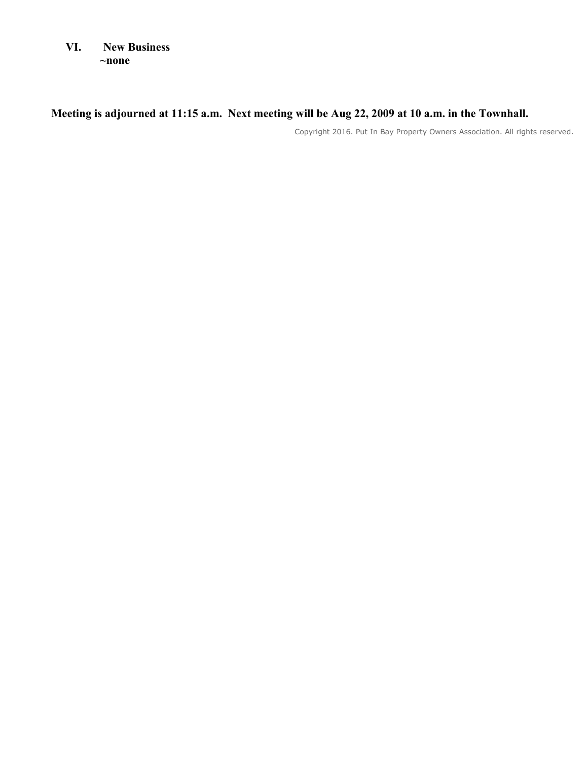**VI. New Business**

**~none**

**Meeting is adjourned at 11:15 a.m. Next meeting will be Aug 22, 2009 at 10 a.m. in the Townhall.**

Copyright 2016. Put In Bay Property Owners Association. All rights reserved.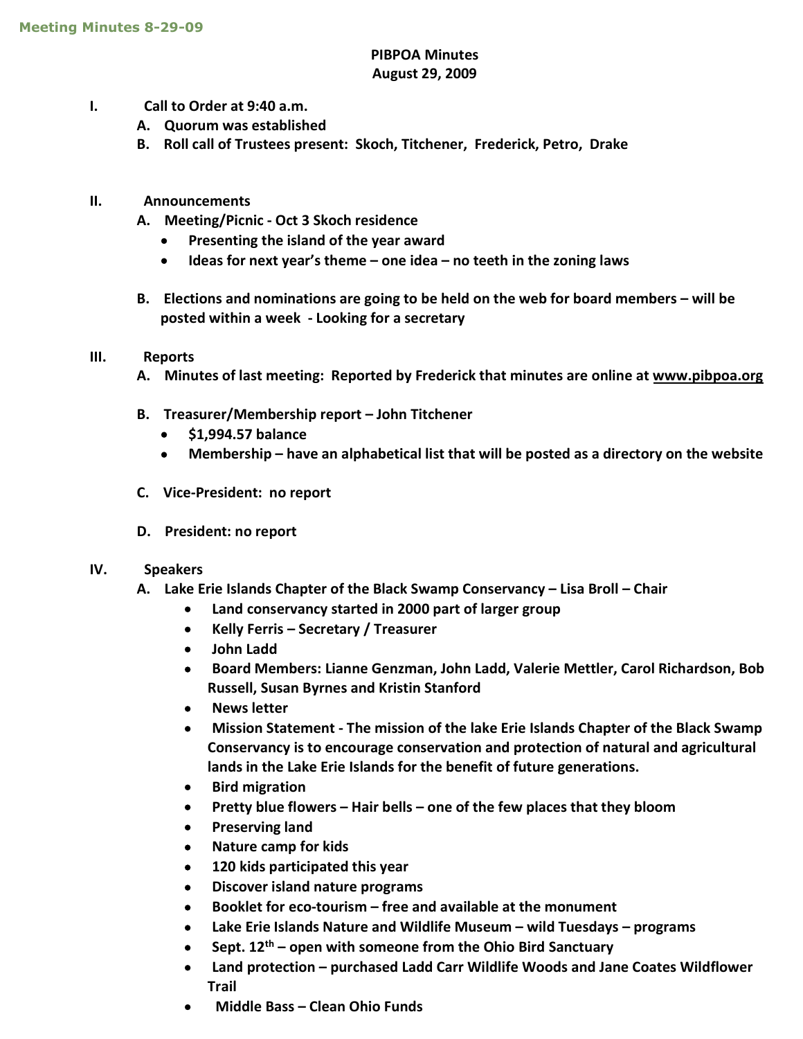**Meeting Minutes 8-29-09**

**PIBPOA Minutes**
**August 29, 2009**

**I. Call to Order at 9:40 a.m.**

**A. Quorum was established**

**B. Roll call of Trustees present: Skoch, Titchener, Frederick, Petro, Drake**

**II. Announcements**

**A. Meeting/Picnic - Oct 3 Skoch residence**

- **Presenting the island of the year award**
- **Ideas for next year's theme – one idea – no teeth in the zoning laws**

**B. Elections and nominations are going to be held on the web for board members – will be posted within a week - Looking for a secretary**

**III. Reports**

**A. Minutes of last meeting: Reported by Frederick that minutes are online at www.pibpoa.org**

**B. Treasurer/Membership report – John Titchener**

- **$1,994.57 balance**
- **Membership – have an alphabetical list that will be posted as a directory on the website**

**C. Vice-President: no report**

**D. President: no report**

**IV. Speakers**

**A. Lake Erie Islands Chapter of the Black Swamp Conservancy – Lisa Broll – Chair**

- **Land conservancy started in 2000 part of larger group**
- **Kelly Ferris – Secretary / Treasurer**
- **John Ladd**
- **Board Members: Lianne Genzman, John Ladd, Valerie Mettler, Carol Richardson, Bob Russell, Susan Byrnes and Kristin Stanford**
- **News letter**
- **Mission Statement - The mission of the lake Erie Islands Chapter of the Black Swamp Conservancy is to encourage conservation and protection of natural and agricultural lands in the Lake Erie Islands for the benefit of future generations.**
- **Bird migration**
- **Pretty blue flowers – Hair bells – one of the few places that they bloom**
- **Preserving land**
- **Nature camp for kids**
- **120 kids participated this year**
- **Discover island nature programs**
- **Booklet for eco-tourism – free and available at the monument**
- **Lake Erie Islands Nature and Wildlife Museum – wild Tuesdays – programs**
- **Sept. 12th – open with someone from the Ohio Bird Sanctuary**
- **Land protection – purchased Ladd Carr Wildlife Woods and Jane Coates Wildflower Trail**
- **Middle Bass – Clean Ohio Funds**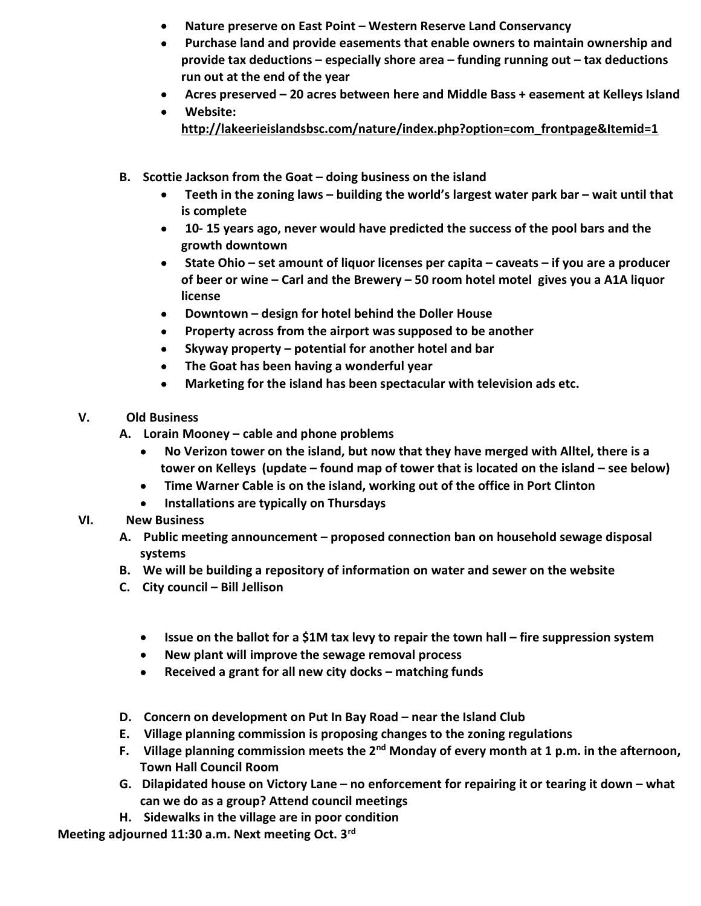- **Nature preserve on East Point – Western Reserve Land Conservancy**
- **Purchase land and provide easements that enable owners to maintain ownership and provide tax deductions – especially shore area – funding running out – tax deductions run out at the end of the year**
- **Acres preserved – 20 acres between here and Middle Bass + easement at Kelleys Island**
- **Website: http://lakeerieislandsbsc.com/nature/index.php?option=com_frontpage&Itemid=1**

**B. Scottie Jackson from the Goat – doing business on the island**

- **Teeth in the zoning laws – building the world's largest water park bar – wait until that is complete**
- **10- 15 years ago, never would have predicted the success of the pool bars and the growth downtown**
- **State Ohio – set amount of liquor licenses per capita – caveats – if you are a producer of beer or wine – Carl and the Brewery – 50 room hotel motel gives you a A1A liquor license**
- **Downtown – design for hotel behind the Doller House**
- **Property across from the airport was supposed to be another**
- **Skyway property – potential for another hotel and bar**
- **The Goat has been having a wonderful year**
- **Marketing for the island has been spectacular with television ads etc.**

**V. Old Business**

**A. Lorain Mooney – cable and phone problems**

- **No Verizon tower on the island, but now that they have merged with Alltel, there is a tower on Kelleys (update – found map of tower that is located on the island – see below)**
- **Time Warner Cable is on the island, working out of the office in Port Clinton**
- **Installations are typically on Thursdays**

**VI. New Business**

**A. Public meeting announcement – proposed connection ban on household sewage disposal systems**

**B. We will be building a repository of information on water and sewer on the website**

**C. City council – Bill Jellison**

- **Issue on the ballot for a $1M tax levy to repair the town hall – fire suppression system**
- **New plant will improve the sewage removal process**
- **Received a grant for all new city docks – matching funds**

**D. Concern on development on Put In Bay Road – near the Island Club**

**E. Village planning commission is proposing changes to the zoning regulations**

**F. Village planning commission meets the 2nd Monday of every month at 1 p.m. in the afternoon, Town Hall Council Room**

**G. Dilapidated house on Victory Lane – no enforcement for repairing it or tearing it down – what can we do as a group? Attend council meetings**

**H. Sidewalks in the village are in poor condition**

**Meeting adjourned 11:30 a.m. Next meeting Oct. 3rd**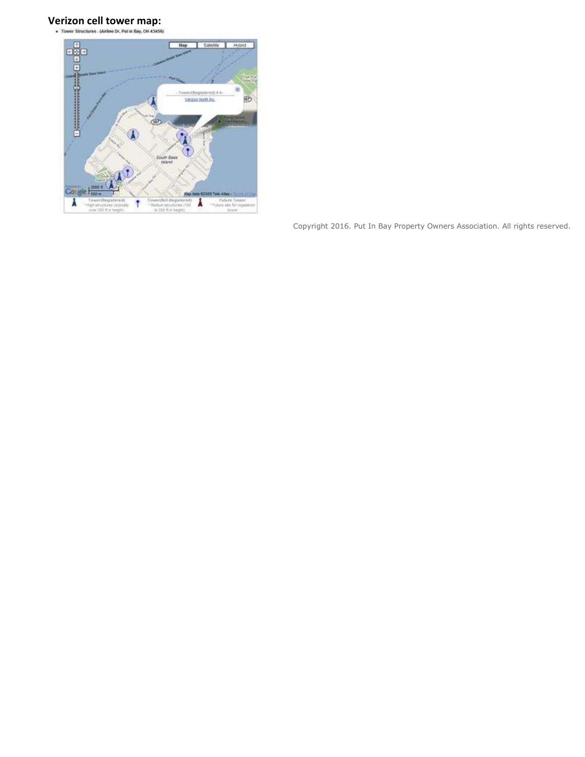**Verizon cell tower map:**

- Tower Structures - (Airline Dr, Put in Bay, OH 43456)

Copyright 2016. Put In Bay Property Owners Association. All rights reserved.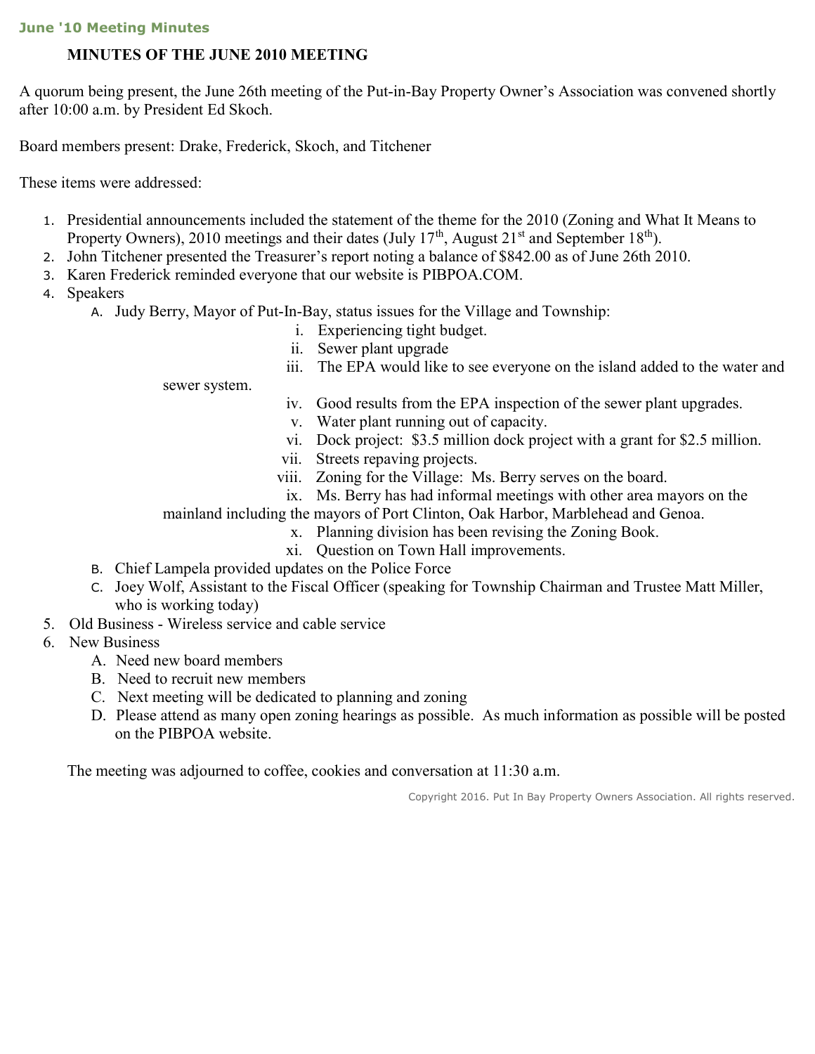## June '10 Meeting Minutes

**MINUTES OF THE JUNE 2010 MEETING**

A quorum being present, the June 26th meeting of the Put-in-Bay Property Owner's Association was convened shortly after 10:00 a.m. by President Ed Skoch.

Board members present: Drake, Frederick, Skoch, and Titchener

These items were addressed:

1. Presidential announcements included the statement of the theme for the 2010 (Zoning and What It Means to Property Owners), 2010 meetings and their dates (July 17th, August 21st and September 18th).
2. John Titchener presented the Treasurer's report noting a balance of $842.00 as of June 26th 2010.
3. Karen Frederick reminded everyone that our website is PIBPOA.COM.
4. Speakers
   - A. Judy Berry, Mayor of Put-In-Bay, status issues for the Village and Township:
     - i. Experiencing tight budget.
     - ii. Sewer plant upgrade
     - iii. The EPA would like to see everyone on the island added to the water and sewer system.
     - iv. Good results from the EPA inspection of the sewer plant upgrades.
     - v. Water plant running out of capacity.
     - vi. Dock project: $3.5 million dock project with a grant for $2.5 million.
     - vii. Streets repaving projects.
     - viii. Zoning for the Village: Ms. Berry serves on the board.
     - ix. Ms. Berry has had informal meetings with other area mayors on the mainland including the mayors of Port Clinton, Oak Harbor, Marblehead and Genoa.
     - x. Planning division has been revising the Zoning Book.
     - xi. Question on Town Hall improvements.
   - B. Chief Lampela provided updates on the Police Force
   - C. Joey Wolf, Assistant to the Fiscal Officer (speaking for Township Chairman and Trustee Matt Miller, who is working today)
5. Old Business - Wireless service and cable service
6. New Business
   - A. Need new board members
   - B. Need to recruit new members
   - C. Next meeting will be dedicated to planning and zoning
   - D. Please attend as many open zoning hearings as possible. As much information as possible will be posted on the PIBPOA website.

The meeting was adjourned to coffee, cookies and conversation at 11:30 a.m.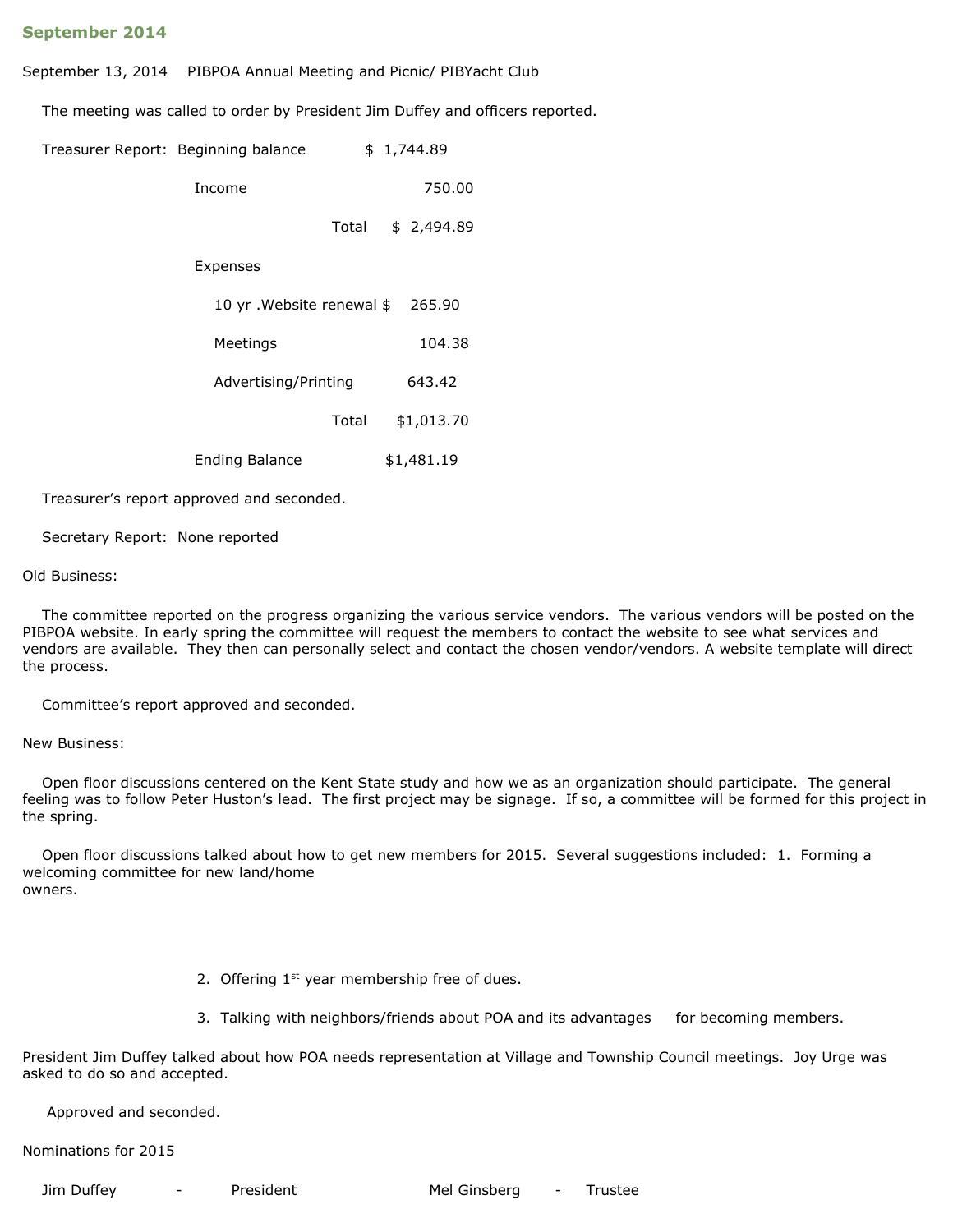## September 2014

September 13, 2014 PIBPOA Annual Meeting and Picnic/ PIBYacht Club

The meeting was called to order by President Jim Duffey and officers reported.

Treasurer Report:

| | | |
|---|---|---|
| Beginning balance | | $ 1,744.89 |
| Income | | 750.00 |
| | Total | $ 2,494.89 |
| Expenses | | |
| 10 yr .Website renewal | | $ 265.90 |
| Meetings | | 104.38 |
| Advertising/Printing | | 643.42 |
| | Total | $1,013.70 |
| Ending Balance | | $1,481.19 |

Treasurer's report approved and seconded.

Secretary Report: None reported

Old Business:

The committee reported on the progress organizing the various service vendors. The various vendors will be posted on the PIBPOA website. In early spring the committee will request the members to contact the website to see what services and vendors are available. They then can personally select and contact the chosen vendor/vendors. A website template will direct the process.

Committee's report approved and seconded.

New Business:

Open floor discussions centered on the Kent State study and how we as an organization should participate. The general feeling was to follow Peter Huston's lead. The first project may be signage. If so, a committee will be formed for this project in the spring.

Open floor discussions talked about how to get new members for 2015. Several suggestions included:

1. Forming a welcoming committee for new land/home owners.
2. Offering 1st year membership free of dues.
3. Talking with neighbors/friends about POA and its advantages for becoming members.

President Jim Duffey talked about how POA needs representation at Village and Township Council meetings. Joy Urge was asked to do so and accepted.

Approved and seconded.

Nominations for 2015

Jim Duffey - President Mel Ginsberg - Trustee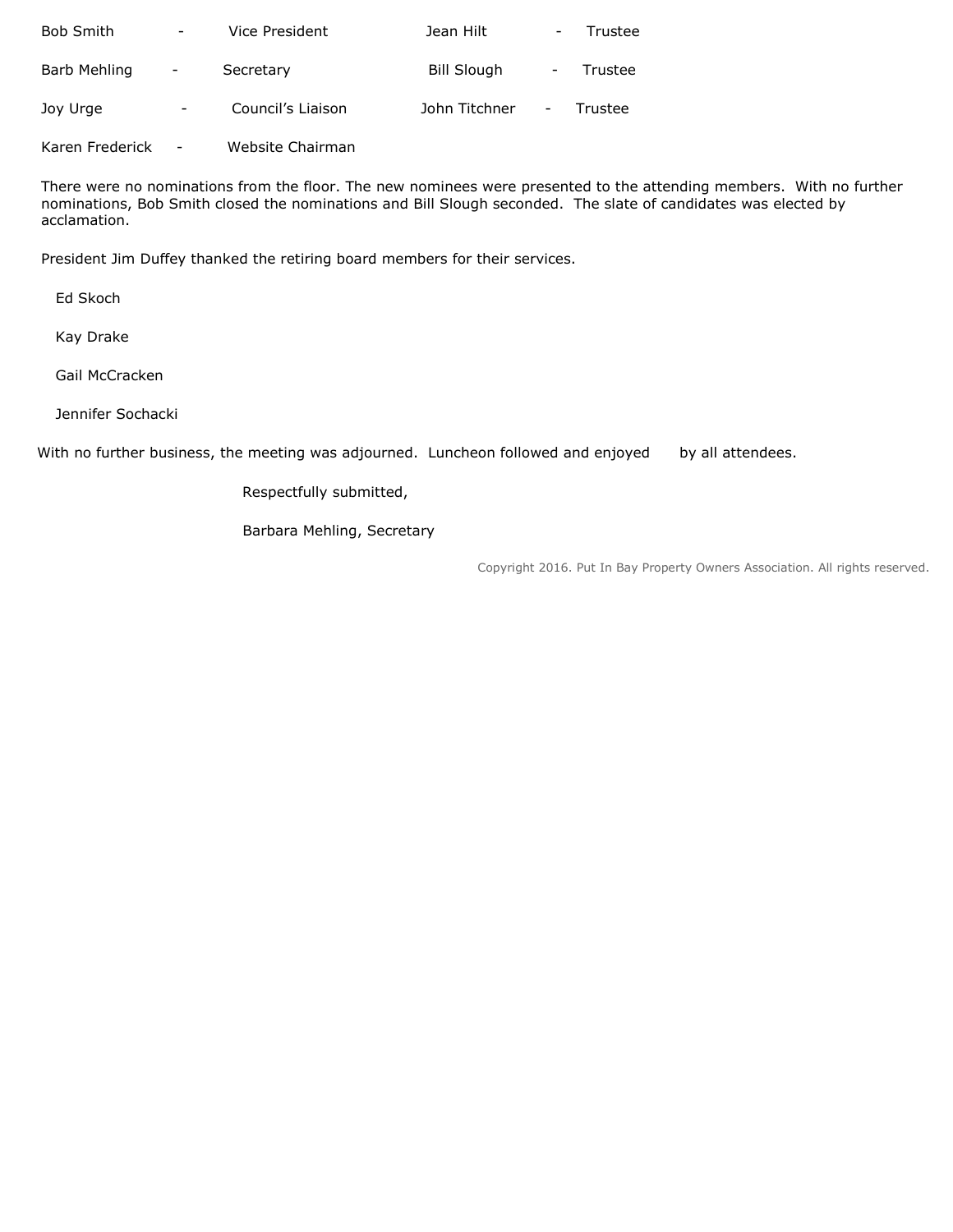| | | | |
|---|---|---|---|
| Bob Smith - | Vice President | Jean Hilt - | Trustee |
| Barb Mehling - | Secretary | Bill Slough - | Trustee |
| Joy Urge - | Council's Liaison | John Titchner - | Trustee |
| Karen Frederick - | Website Chairman | | |

There were no nominations from the floor. The new nominees were presented to the attending members. With no further nominations, Bob Smith closed the nominations and Bill Slough seconded. The slate of candidates was elected by acclamation.

President Jim Duffey thanked the retiring board members for their services.

Ed Skoch

Kay Drake

Gail McCracken

Jennifer Sochacki

With no further business, the meeting was adjourned. Luncheon followed and enjoyed by all attendees.

Respectfully submitted,

Barbara Mehling, Secretary

Copyright 2016. Put In Bay Property Owners Association. All rights reserved.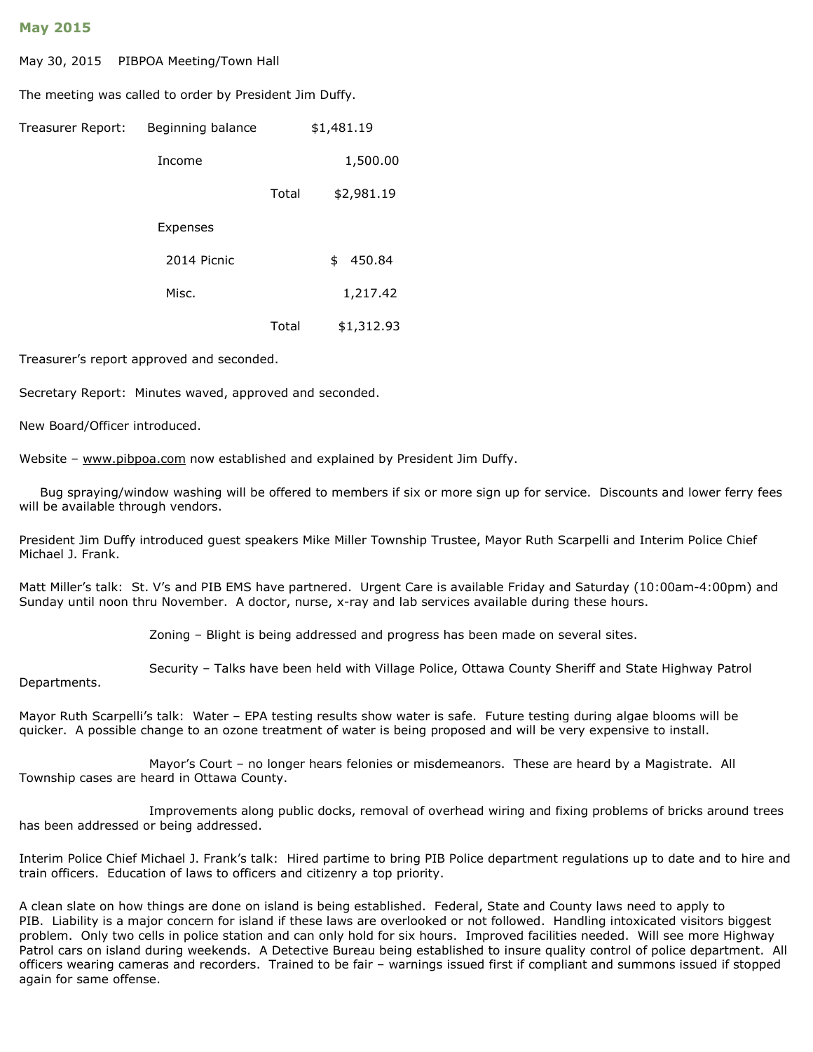## May 2015

May 30, 2015 PIBPOA Meeting/Town Hall

The meeting was called to order by President Jim Duffy.

| Treasurer Report: | | | |
|---|---|---|---|
| | Beginning balance | | $1,481.19 |
| | Income | | 1,500.00 |
| | | Total | $2,981.19 |
| | Expenses | | |
| | 2014 Picnic | | $ 450.84 |
| | Misc. | | 1,217.42 |
| | | Total | $1,312.93 |

Treasurer's report approved and seconded.

Secretary Report: Minutes waved, approved and seconded.

New Board/Officer introduced.

Website – www.pibpoa.com now established and explained by President Jim Duffy.

Bug spraying/window washing will be offered to members if six or more sign up for service. Discounts and lower ferry fees will be available through vendors.

President Jim Duffy introduced guest speakers Mike Miller Township Trustee, Mayor Ruth Scarpelli and Interim Police Chief Michael J. Frank.

Matt Miller's talk: St. V's and PIB EMS have partnered. Urgent Care is available Friday and Saturday (10:00am-4:00pm) and Sunday until noon thru November. A doctor, nurse, x-ray and lab services available during these hours.

Zoning – Blight is being addressed and progress has been made on several sites.

Security – Talks have been held with Village Police, Ottawa County Sheriff and State Highway Patrol Departments.

Mayor Ruth Scarpelli's talk: Water – EPA testing results show water is safe. Future testing during algae blooms will be quicker. A possible change to an ozone treatment of water is being proposed and will be very expensive to install.

Mayor's Court – no longer hears felonies or misdemeanors. These are heard by a Magistrate. All Township cases are heard in Ottawa County.

Improvements along public docks, removal of overhead wiring and fixing problems of bricks around trees has been addressed or being addressed.

Interim Police Chief Michael J. Frank's talk: Hired partime to bring PIB Police department regulations up to date and to hire and train officers. Education of laws to officers and citizenry a top priority.

A clean slate on how things are done on island is being established. Federal, State and County laws need to apply to PIB. Liability is a major concern for island if these laws are overlooked or not followed. Handling intoxicated visitors biggest problem. Only two cells in police station and can only hold for six hours. Improved facilities needed. Will see more Highway Patrol cars on island during weekends. A Detective Bureau being established to insure quality control of police department. All officers wearing cameras and recorders. Trained to be fair – warnings issued first if compliant and summons issued if stopped again for same offense.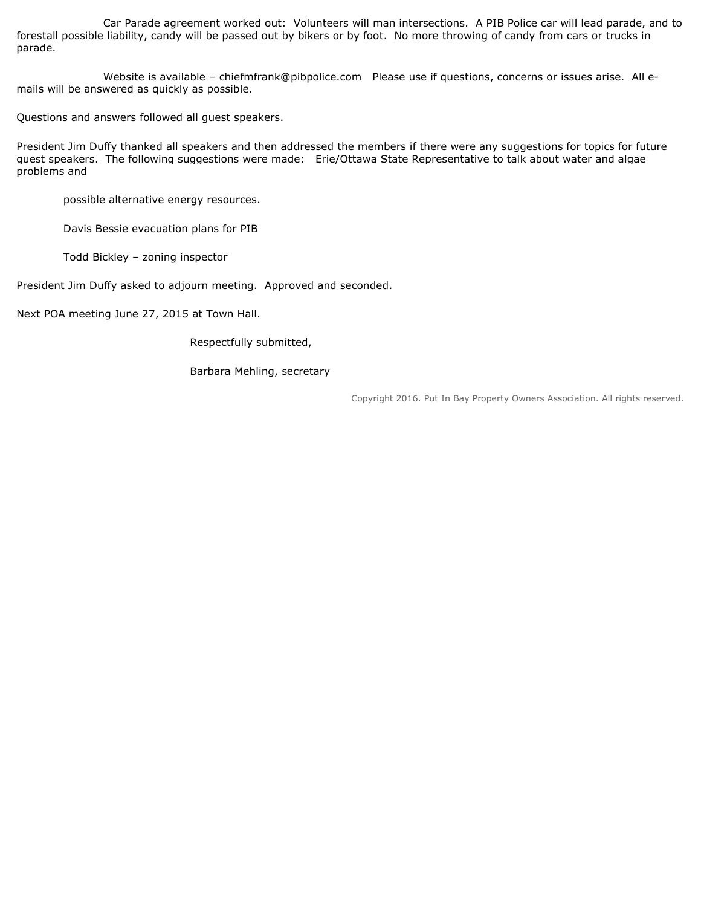Car Parade agreement worked out: Volunteers will man intersections. A PIB Police car will lead parade, and to forestall possible liability, candy will be passed out by bikers or by foot. No more throwing of candy from cars or trucks in parade.

Website is available – chiefmfrank@pibpolice.com Please use if questions, concerns or issues arise. All e-mails will be answered as quickly as possible.

Questions and answers followed all guest speakers.

President Jim Duffy thanked all speakers and then addressed the members if there were any suggestions for topics for future guest speakers. The following suggestions were made: Erie/Ottawa State Representative to talk about water and algae problems and

possible alternative energy resources.

Davis Bessie evacuation plans for PIB

Todd Bickley – zoning inspector

President Jim Duffy asked to adjourn meeting. Approved and seconded.

Next POA meeting June 27, 2015 at Town Hall.

Respectfully submitted,

Barbara Mehling, secretary

Copyright 2016. Put In Bay Property Owners Association. All rights reserved.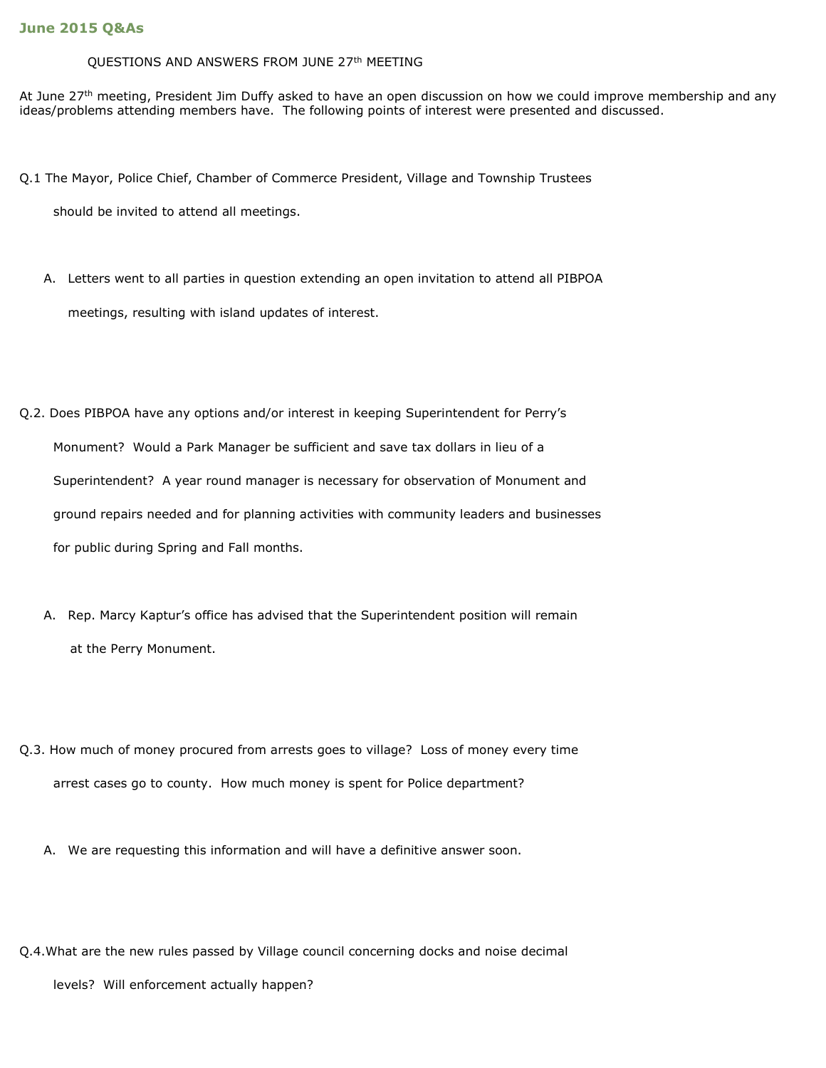## June 2015 Q&As

QUESTIONS AND ANSWERS FROM JUNE 27th MEETING

At June 27th meeting, President Jim Duffy asked to have an open discussion on how we could improve membership and any ideas/problems attending members have. The following points of interest were presented and discussed.

Q.1 The Mayor, Police Chief, Chamber of Commerce President, Village and Township Trustees should be invited to attend all meetings.

A. Letters went to all parties in question extending an open invitation to attend all PIBPOA meetings, resulting with island updates of interest.

Q.2. Does PIBPOA have any options and/or interest in keeping Superintendent for Perry's Monument? Would a Park Manager be sufficient and save tax dollars in lieu of a Superintendent? A year round manager is necessary for observation of Monument and ground repairs needed and for planning activities with community leaders and businesses for public during Spring and Fall months.

A. Rep. Marcy Kaptur's office has advised that the Superintendent position will remain at the Perry Monument.

Q.3. How much of money procured from arrests goes to village? Loss of money every time arrest cases go to county. How much money is spent for Police department?

A. We are requesting this information and will have a definitive answer soon.

Q.4. What are the new rules passed by Village council concerning docks and noise decimal levels? Will enforcement actually happen?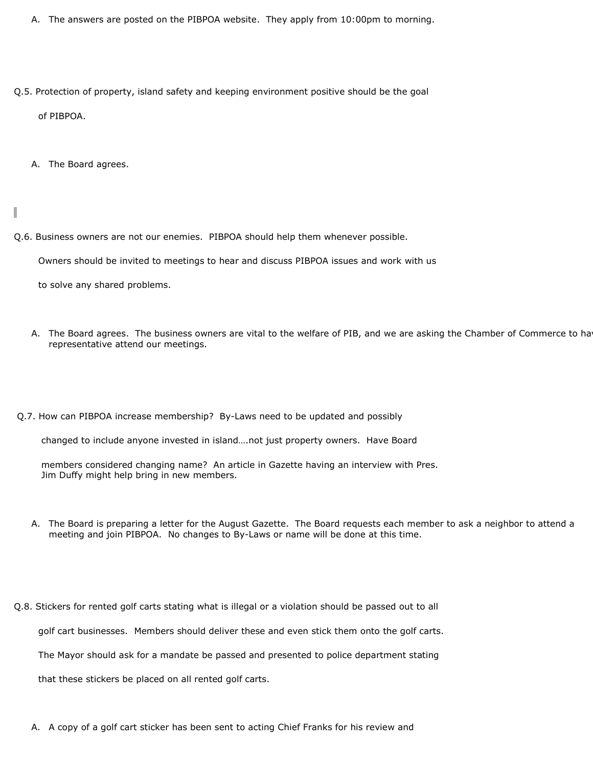A. The answers are posted on the PIBPOA website. They apply from 10:00pm to morning.

Q.5. Protection of property, island safety and keeping environment positive should be the goal of PIBPOA.

A. The Board agrees.

Q.6. Business owners are not our enemies. PIBPOA should help them whenever possible. Owners should be invited to meetings to hear and discuss PIBPOA issues and work with us to solve any shared problems.

A. The Board agrees. The business owners are vital to the welfare of PIB, and we are asking the Chamber of Commerce to hav representative attend our meetings.

Q.7. How can PIBPOA increase membership? By-Laws need to be updated and possibly changed to include anyone invested in island….not just property owners. Have Board members considered changing name? An article in Gazette having an interview with Pres. Jim Duffy might help bring in new members.

A. The Board is preparing a letter for the August Gazette. The Board requests each member to ask a neighbor to attend a meeting and join PIBPOA. No changes to By-Laws or name will be done at this time.

Q.8. Stickers for rented golf carts stating what is illegal or a violation should be passed out to all golf cart businesses. Members should deliver these and even stick them onto the golf carts. The Mayor should ask for a mandate be passed and presented to police department stating that these stickers be placed on all rented golf carts.

A. A copy of a golf cart sticker has been sent to acting Chief Franks for his review and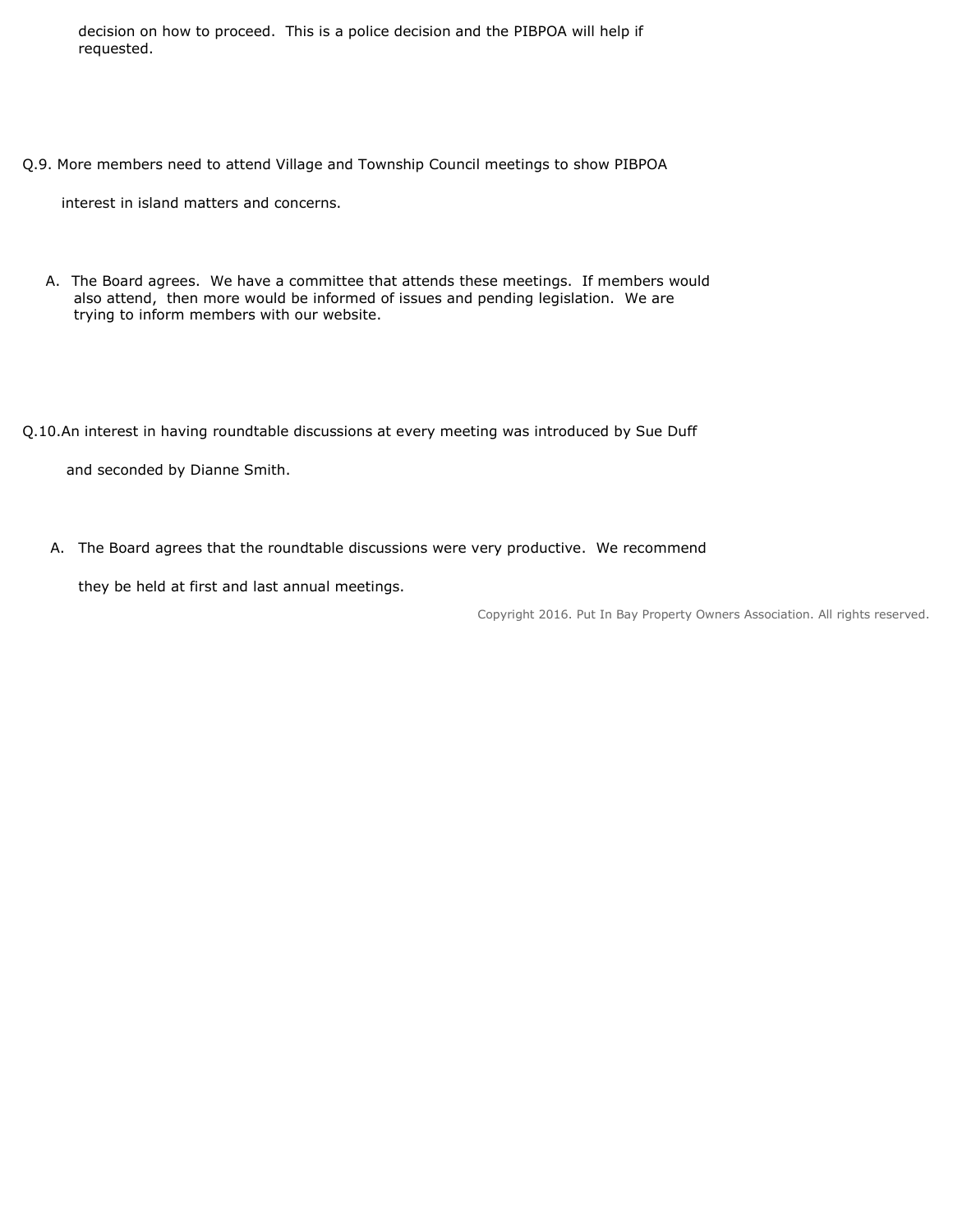decision on how to proceed. This is a police decision and the PIBPOA will help if requested.

Q.9. More members need to attend Village and Township Council meetings to show PIBPOA interest in island matters and concerns.

A. The Board agrees. We have a committee that attends these meetings. If members would also attend, then more would be informed of issues and pending legislation. We are trying to inform members with our website.

Q.10. An interest in having roundtable discussions at every meeting was introduced by Sue Duff and seconded by Dianne Smith.

A. The Board agrees that the roundtable discussions were very productive. We recommend they be held at first and last annual meetings.

Copyright 2016. Put In Bay Property Owners Association. All rights reserved.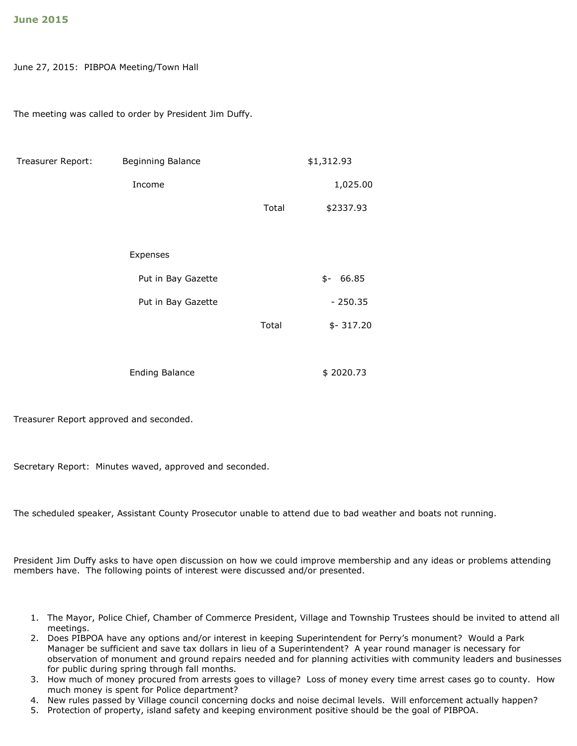## June 2015

June 27, 2015: PIBPOA Meeting/Town Hall

The meeting was called to order by President Jim Duffy.

| Treasurer Report: | Beginning Balance | | $1,312.93 |
|---|---|---|---|
| | Income | | 1,025.00 |
| | | Total | $2337.93 |
| | Expenses | | |
| | Put in Bay Gazette | | $- 66.85 |
| | Put in Bay Gazette | | - 250.35 |
| | | Total | $- 317.20 |
| | Ending Balance | | $ 2020.73 |

Treasurer Report approved and seconded.

Secretary Report: Minutes waved, approved and seconded.

The scheduled speaker, Assistant County Prosecutor unable to attend due to bad weather and boats not running.

President Jim Duffy asks to have open discussion on how we could improve membership and any ideas or problems attending members have. The following points of interest were discussed and/or presented.

1. The Mayor, Police Chief, Chamber of Commerce President, Village and Township Trustees should be invited to attend all meetings.
2. Does PIBPOA have any options and/or interest in keeping Superintendent for Perry's monument? Would a Park Manager be sufficient and save tax dollars in lieu of a Superintendent? A year round manager is necessary for observation of monument and ground repairs needed and for planning activities with community leaders and businesses for public during spring through fall months.
3. How much of money procured from arrests goes to village? Loss of money every time arrest cases go to county. How much money is spent for Police department?
4. New rules passed by Village council concerning docks and noise decimal levels. Will enforcement actually happen?
5. Protection of property, island safety and keeping environment positive should be the goal of PIBPOA.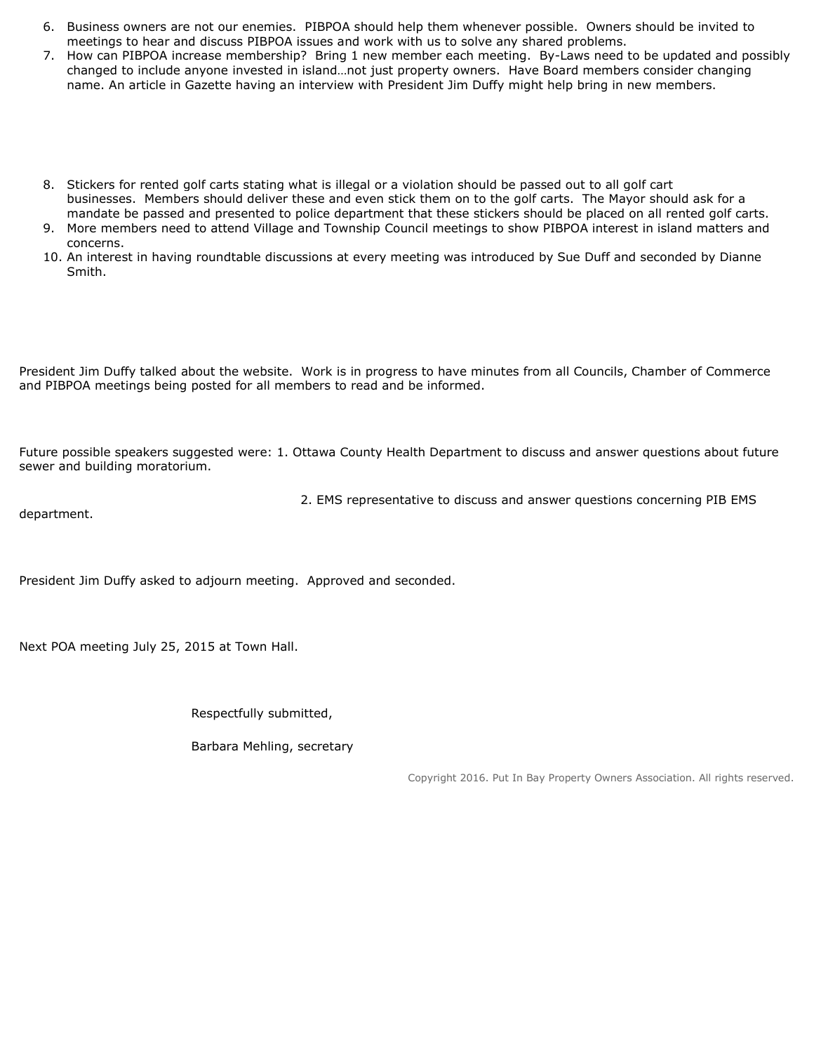6. Business owners are not our enemies.  PIBPOA should help them whenever possible.  Owners should be invited to meetings to hear and discuss PIBPOA issues and work with us to solve any shared problems.
7. How can PIBPOA increase membership?  Bring 1 new member each meeting.  By-Laws need to be updated and possibly changed to include anyone invested in island…not just property owners.  Have Board members consider changing name. An article in Gazette having an interview with President Jim Duffy might help bring in new members.
8. Stickers for rented golf carts stating what is illegal or a violation should be passed out to all golf cart businesses.  Members should deliver these and even stick them on to the golf carts.  The Mayor should ask for a mandate be passed and presented to police department that these stickers should be placed on all rented golf carts.
9. More members need to attend Village and Township Council meetings to show PIBPOA interest in island matters and concerns.
10. An interest in having roundtable discussions at every meeting was introduced by Sue Duff and seconded by Dianne Smith.

President Jim Duffy talked about the website.  Work is in progress to have minutes from all Councils, Chamber of Commerce and PIBPOA meetings being posted for all members to read and be informed.

Future possible speakers suggested were: 1. Ottawa County Health Department to discuss and answer questions about future sewer and building moratorium.

2. EMS representative to discuss and answer questions concerning PIB EMS department.

President Jim Duffy asked to adjourn meeting.  Approved and seconded.

Next POA meeting July 25, 2015 at Town Hall.

Respectfully submitted,

Barbara Mehling, secretary

Copyright 2016. Put In Bay Property Owners Association. All rights reserved.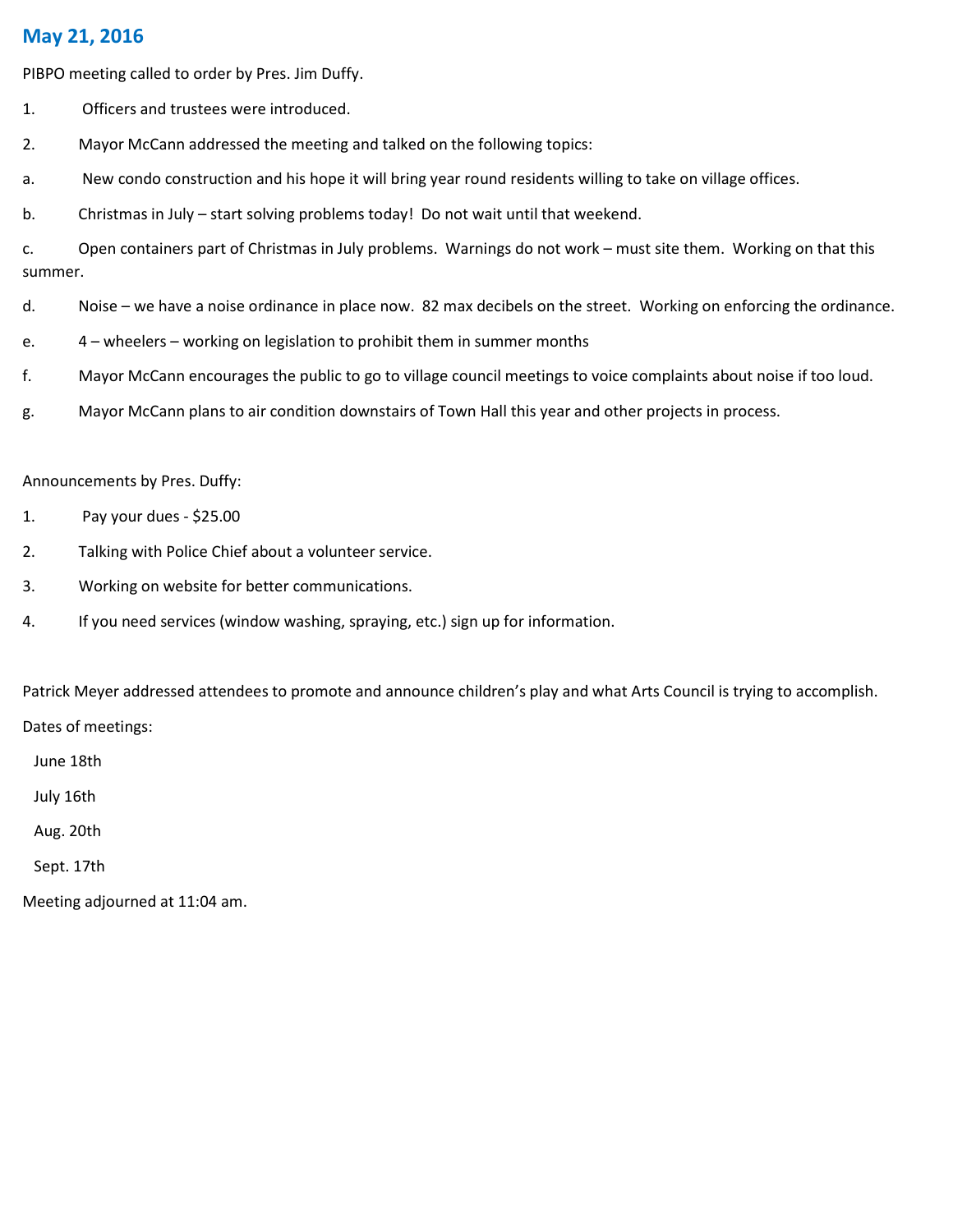## May 21, 2016

PIBPO meeting called to order by Pres. Jim Duffy.

1. Officers and trustees were introduced.
2. Mayor McCann addressed the meeting and talked on the following topics:

a. New condo construction and his hope it will bring year round residents willing to take on village offices.

b. Christmas in July – start solving problems today! Do not wait until that weekend.

c. Open containers part of Christmas in July problems. Warnings do not work – must site them. Working on that this summer.

d. Noise – we have a noise ordinance in place now. 82 max decibels on the street. Working on enforcing the ordinance.

e. 4 – wheelers – working on legislation to prohibit them in summer months

f. Mayor McCann encourages the public to go to village council meetings to voice complaints about noise if too loud.

g. Mayor McCann plans to air condition downstairs of Town Hall this year and other projects in process.

Announcements by Pres. Duffy:

1. Pay your dues - $25.00
2. Talking with Police Chief about a volunteer service.
3. Working on website for better communications.
4. If you need services (window washing, spraying, etc.) sign up for information.

Patrick Meyer addressed attendees to promote and announce children's play and what Arts Council is trying to accomplish.

Dates of meetings:

June 18th

July 16th

Aug. 20th

Sept. 17th

Meeting adjourned at 11:04 am.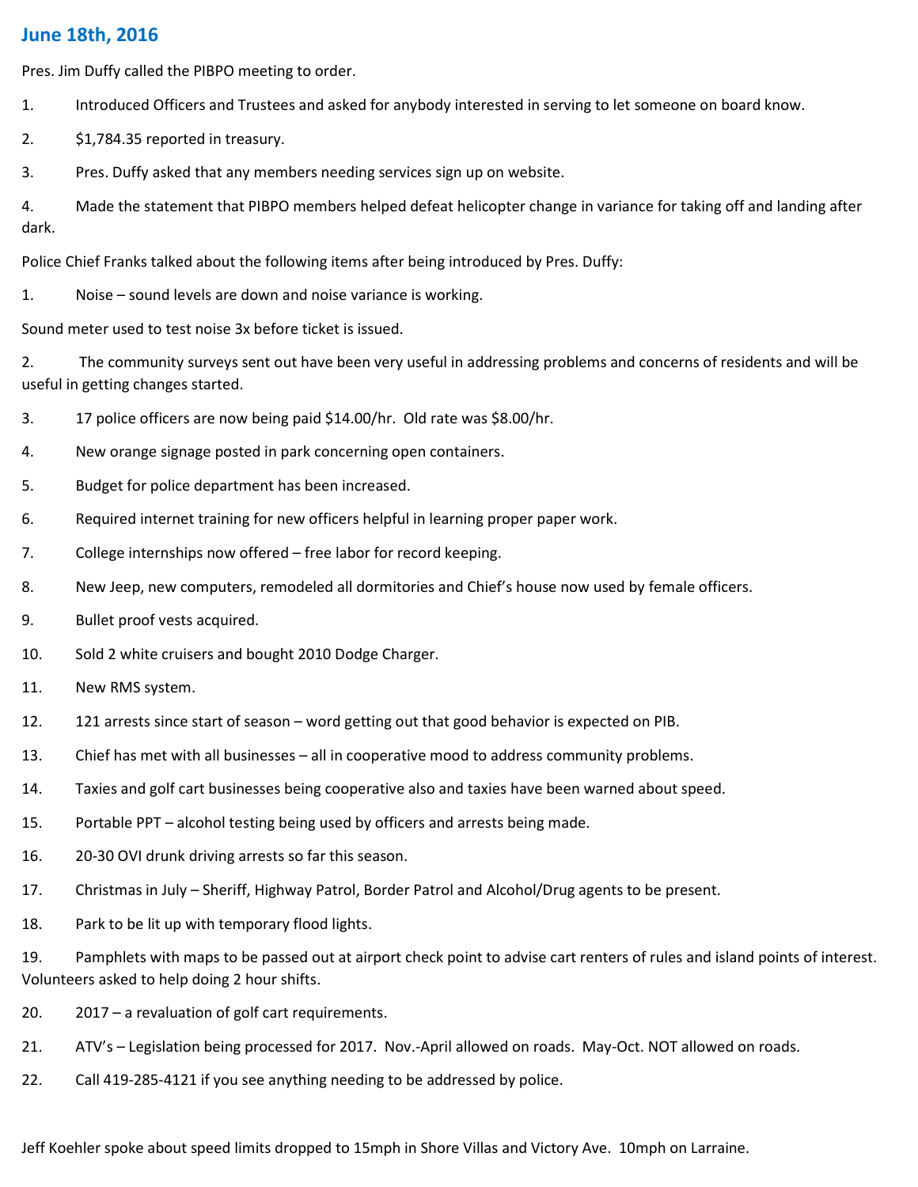## June 18th, 2016

Pres. Jim Duffy called the PIBPO meeting to order.

1. Introduced Officers and Trustees and asked for anybody interested in serving to let someone on board know.
2. $1,784.35 reported in treasury.
3. Pres. Duffy asked that any members needing services sign up on website.
4. Made the statement that PIBPO members helped defeat helicopter change in variance for taking off and landing after dark.

Police Chief Franks talked about the following items after being introduced by Pres. Duffy:

1. Noise – sound levels are down and noise variance is working.

Sound meter used to test noise 3x before ticket is issued.

2. The community surveys sent out have been very useful in addressing problems and concerns of residents and will be useful in getting changes started.
3. 17 police officers are now being paid $14.00/hr. Old rate was $8.00/hr.
4. New orange signage posted in park concerning open containers.
5. Budget for police department has been increased.
6. Required internet training for new officers helpful in learning proper paper work.
7. College internships now offered – free labor for record keeping.
8. New Jeep, new computers, remodeled all dormitories and Chief's house now used by female officers.
9. Bullet proof vests acquired.
10. Sold 2 white cruisers and bought 2010 Dodge Charger.
11. New RMS system.
12. 121 arrests since start of season – word getting out that good behavior is expected on PIB.
13. Chief has met with all businesses – all in cooperative mood to address community problems.
14. Taxies and golf cart businesses being cooperative also and taxies have been warned about speed.
15. Portable PPT – alcohol testing being used by officers and arrests being made.
16. 20-30 OVI drunk driving arrests so far this season.
17. Christmas in July – Sheriff, Highway Patrol, Border Patrol and Alcohol/Drug agents to be present.
18. Park to be lit up with temporary flood lights.
19. Pamphlets with maps to be passed out at airport check point to advise cart renters of rules and island points of interest. Volunteers asked to help doing 2 hour shifts.
20. 2017 – a revaluation of golf cart requirements.
21. ATV's – Legislation being processed for 2017. Nov.-April allowed on roads. May-Oct. NOT allowed on roads.
22. Call 419-285-4121 if you see anything needing to be addressed by police.

Jeff Koehler spoke about speed limits dropped to 15mph in Shore Villas and Victory Ave. 10mph on Larraine.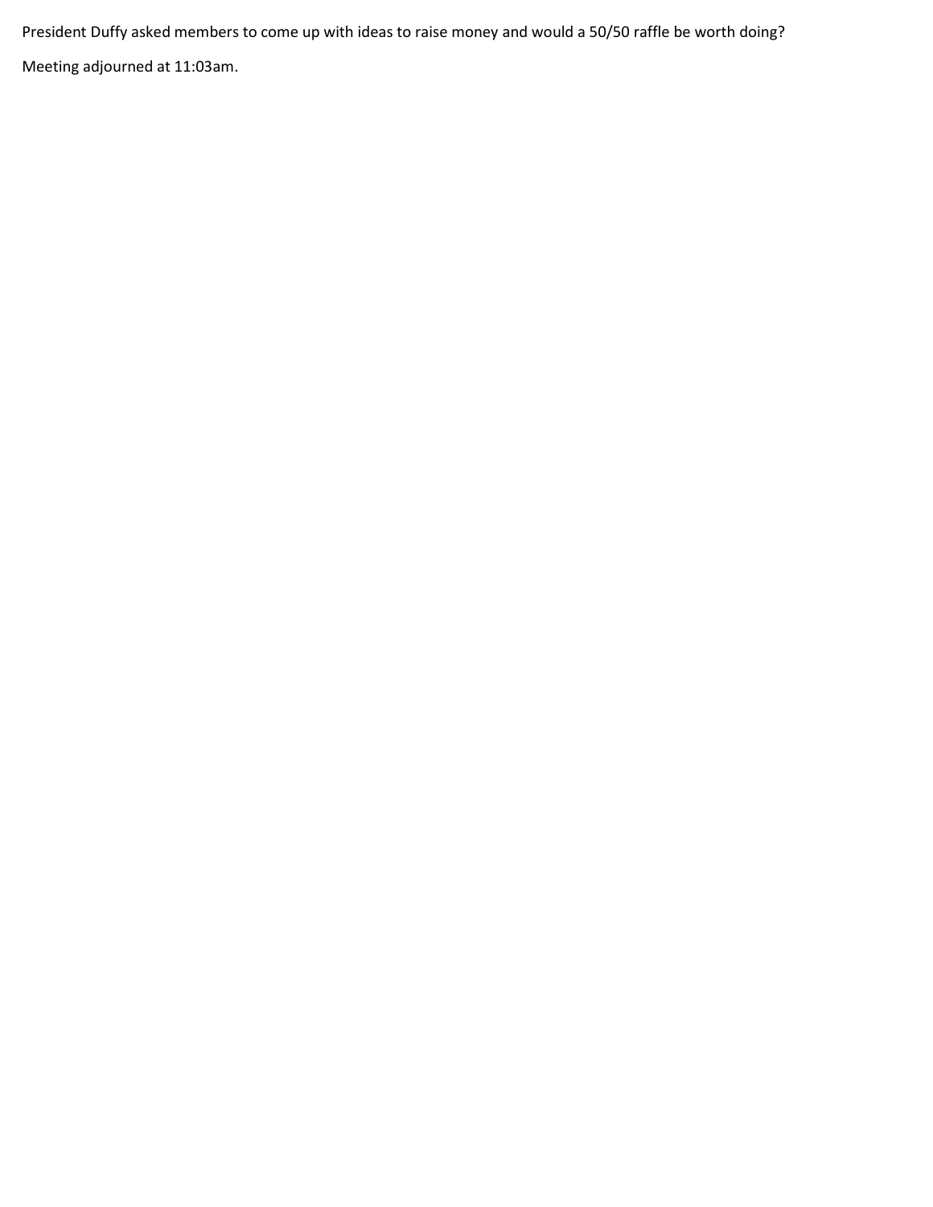President Duffy asked members to come up with ideas to raise money and would a 50/50 raffle be worth doing?

Meeting adjourned at 11:03am.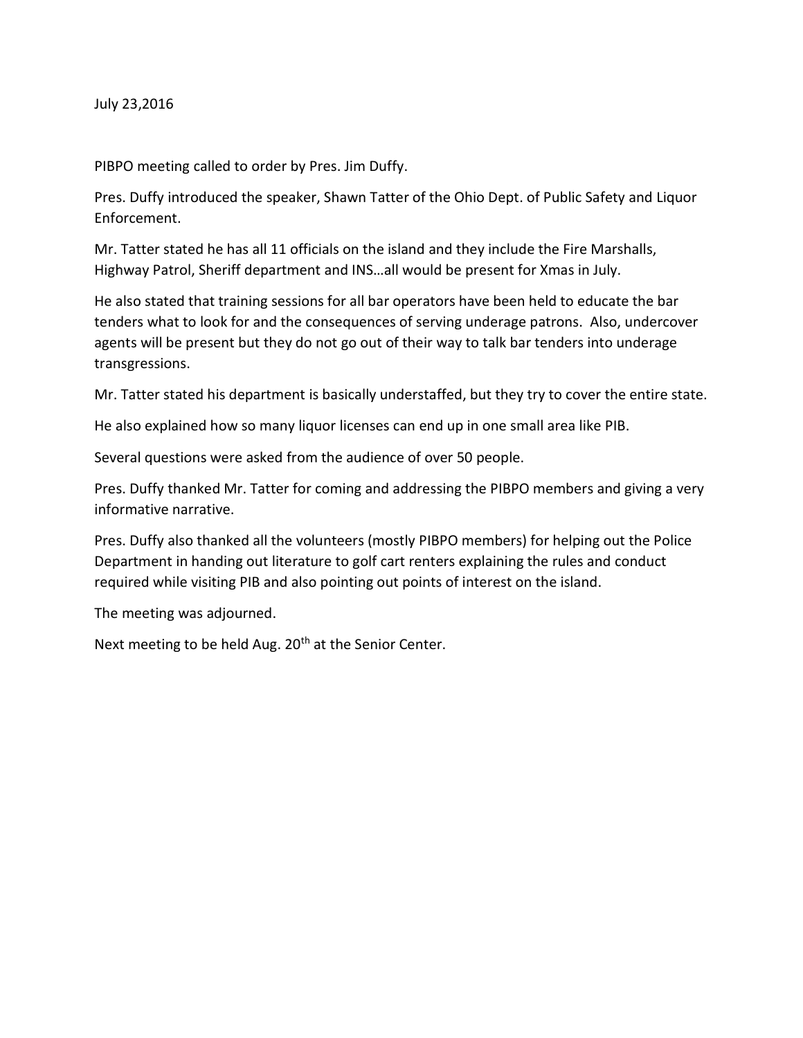July 23,2016

PIBPO meeting called to order by Pres. Jim Duffy.

Pres. Duffy introduced the speaker, Shawn Tatter of the Ohio Dept. of Public Safety and Liquor Enforcement.

Mr. Tatter stated he has all 11 officials on the island and they include the Fire Marshalls, Highway Patrol, Sheriff department and INS…all would be present for Xmas in July.

He also stated that training sessions for all bar operators have been held to educate the bar tenders what to look for and the consequences of serving underage patrons. Also, undercover agents will be present but they do not go out of their way to talk bar tenders into underage transgressions.

Mr. Tatter stated his department is basically understaffed, but they try to cover the entire state.

He also explained how so many liquor licenses can end up in one small area like PIB.

Several questions were asked from the audience of over 50 people.

Pres. Duffy thanked Mr. Tatter for coming and addressing the PIBPO members and giving a very informative narrative.

Pres. Duffy also thanked all the volunteers (mostly PIBPO members) for helping out the Police Department in handing out literature to golf cart renters explaining the rules and conduct required while visiting PIB and also pointing out points of interest on the island.

The meeting was adjourned.

Next meeting to be held Aug. 20th at the Senior Center.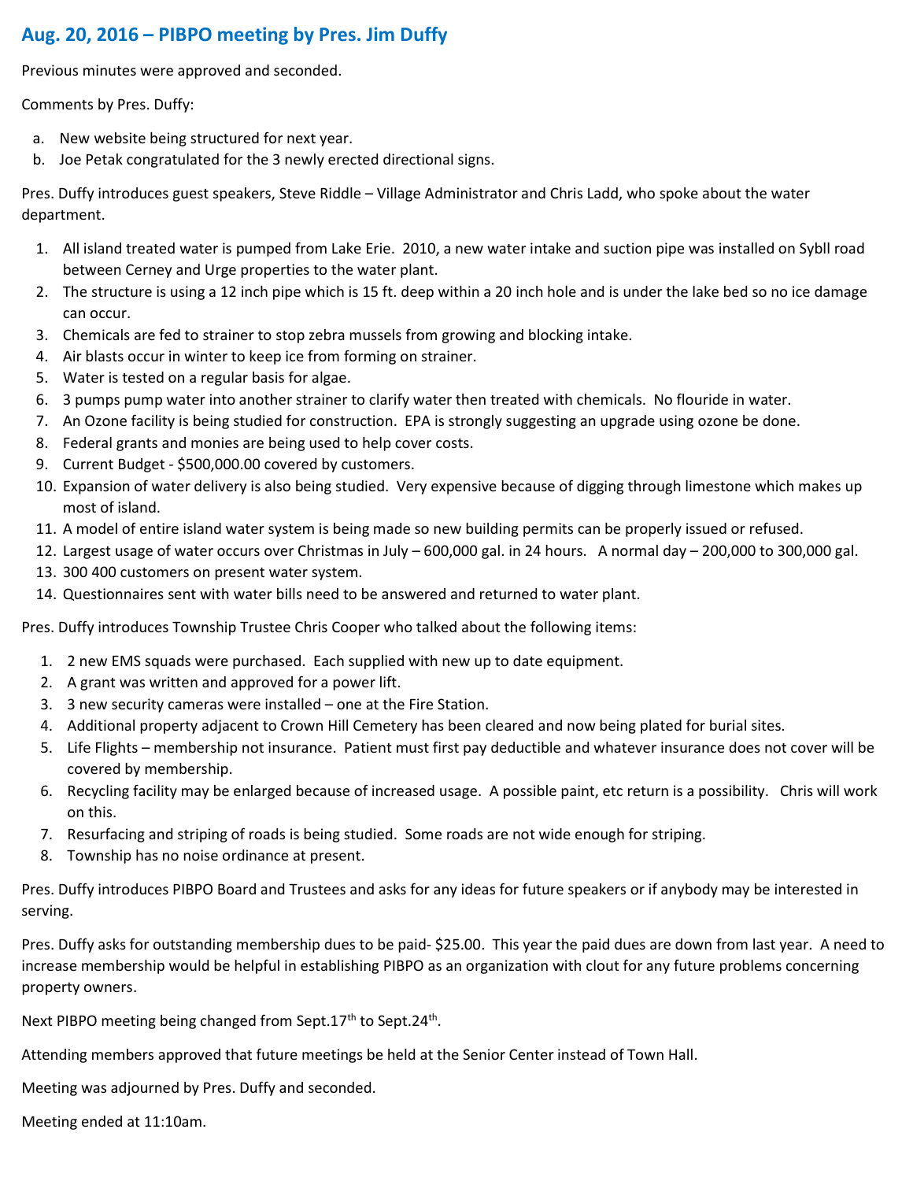## Aug. 20, 2016 – PIBPO meeting by Pres. Jim Duffy

Previous minutes were approved and seconded.

Comments by Pres. Duffy:

a. New website being structured for next year.
b. Joe Petak congratulated for the 3 newly erected directional signs.

Pres. Duffy introduces guest speakers, Steve Riddle – Village Administrator and Chris Ladd, who spoke about the water department.

1. All island treated water is pumped from Lake Erie. 2010, a new water intake and suction pipe was installed on Sybll road between Cerney and Urge properties to the water plant.
2. The structure is using a 12 inch pipe which is 15 ft. deep within a 20 inch hole and is under the lake bed so no ice damage can occur.
3. Chemicals are fed to strainer to stop zebra mussels from growing and blocking intake.
4. Air blasts occur in winter to keep ice from forming on strainer.
5. Water is tested on a regular basis for algae.
6. 3 pumps pump water into another strainer to clarify water then treated with chemicals. No flouride in water.
7. An Ozone facility is being studied for construction. EPA is strongly suggesting an upgrade using ozone be done.
8. Federal grants and monies are being used to help cover costs.
9. Current Budget - $500,000.00 covered by customers.
10. Expansion of water delivery is also being studied. Very expensive because of digging through limestone which makes up most of island.
11. A model of entire island water system is being made so new building permits can be properly issued or refused.
12. Largest usage of water occurs over Christmas in July – 600,000 gal. in 24 hours. A normal day – 200,000 to 300,000 gal.
13. 300 400 customers on present water system.
14. Questionnaires sent with water bills need to be answered and returned to water plant.

Pres. Duffy introduces Township Trustee Chris Cooper who talked about the following items:

1. 2 new EMS squads were purchased. Each supplied with new up to date equipment.
2. A grant was written and approved for a power lift.
3. 3 new security cameras were installed – one at the Fire Station.
4. Additional property adjacent to Crown Hill Cemetery has been cleared and now being plated for burial sites.
5. Life Flights – membership not insurance. Patient must first pay deductible and whatever insurance does not cover will be covered by membership.
6. Recycling facility may be enlarged because of increased usage. A possible paint, etc return is a possibility. Chris will work on this.
7. Resurfacing and striping of roads is being studied. Some roads are not wide enough for striping.
8. Township has no noise ordinance at present.

Pres. Duffy introduces PIBPO Board and Trustees and asks for any ideas for future speakers or if anybody may be interested in serving.

Pres. Duffy asks for outstanding membership dues to be paid- $25.00. This year the paid dues are down from last year. A need to increase membership would be helpful in establishing PIBPO as an organization with clout for any future problems concerning property owners.

Next PIBPO meeting being changed from Sept.17th to Sept.24th.

Attending members approved that future meetings be held at the Senior Center instead of Town Hall.

Meeting was adjourned by Pres. Duffy and seconded.

Meeting ended at 11:10am.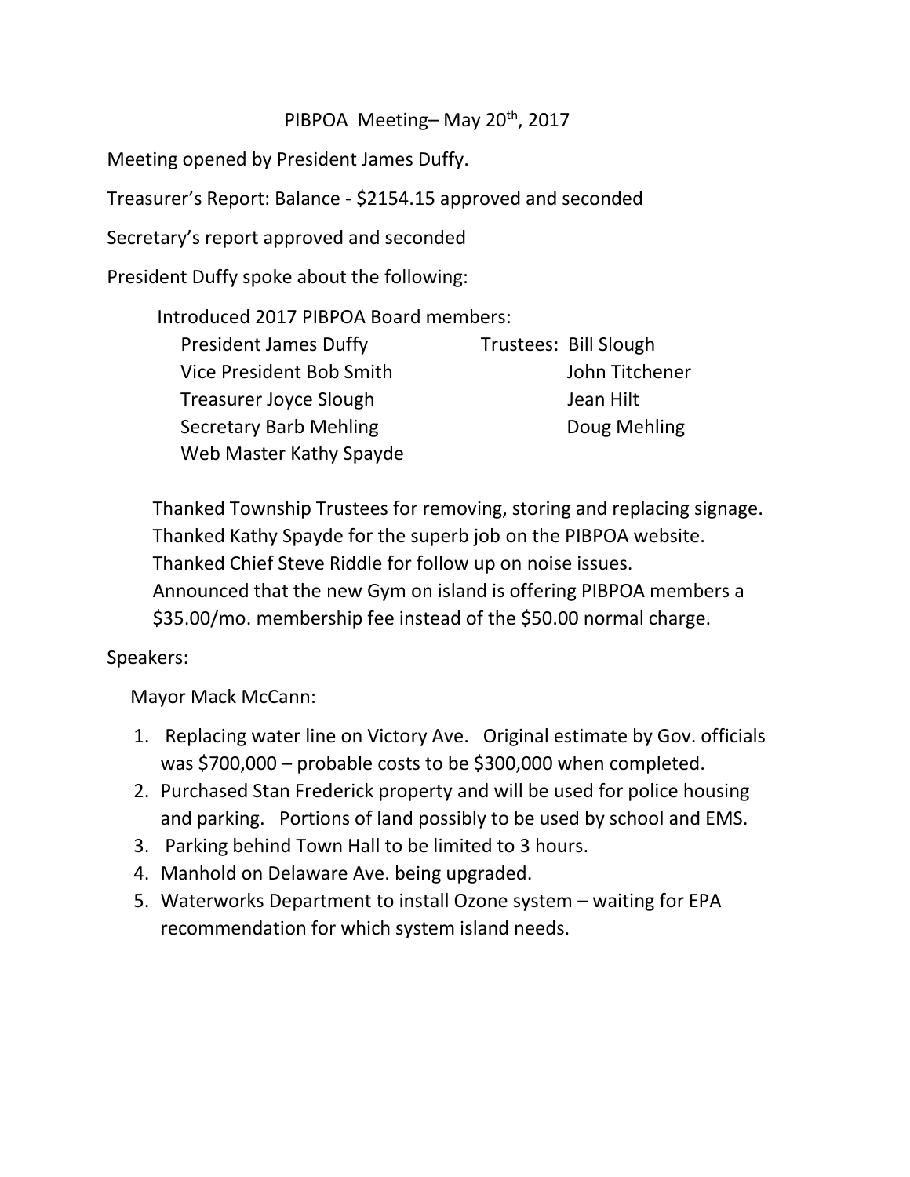# PIBPOA Meeting– May 20th, 2017

Meeting opened by President James Duffy.

Treasurer's Report: Balance - $2154.15 approved and seconded

Secretary's report approved and seconded

President Duffy spoke about the following:

Introduced 2017 PIBPOA Board members:

| | |
|---|---|
| President James Duffy | Trustees: Bill Slough |
| Vice President Bob Smith | John Titchener |
| Treasurer Joyce Slough | Jean Hilt |
| Secretary Barb Mehling | Doug Mehling |
| Web Master Kathy Spayde | |

Thanked Township Trustees for removing, storing and replacing signage.
Thanked Kathy Spayde for the superb job on the PIBPOA website.
Thanked Chief Steve Riddle for follow up on noise issues.
Announced that the new Gym on island is offering PIBPOA members a $35.00/mo. membership fee instead of the $50.00 normal charge.

Speakers:

Mayor Mack McCann:

1. Replacing water line on Victory Ave. Original estimate by Gov. officials was $700,000 – probable costs to be $300,000 when completed.
2. Purchased Stan Frederick property and will be used for police housing and parking. Portions of land possibly to be used by school and EMS.
3. Parking behind Town Hall to be limited to 3 hours.
4. Manhold on Delaware Ave. being upgraded.
5. Waterworks Department to install Ozone system – waiting for EPA recommendation for which system island needs.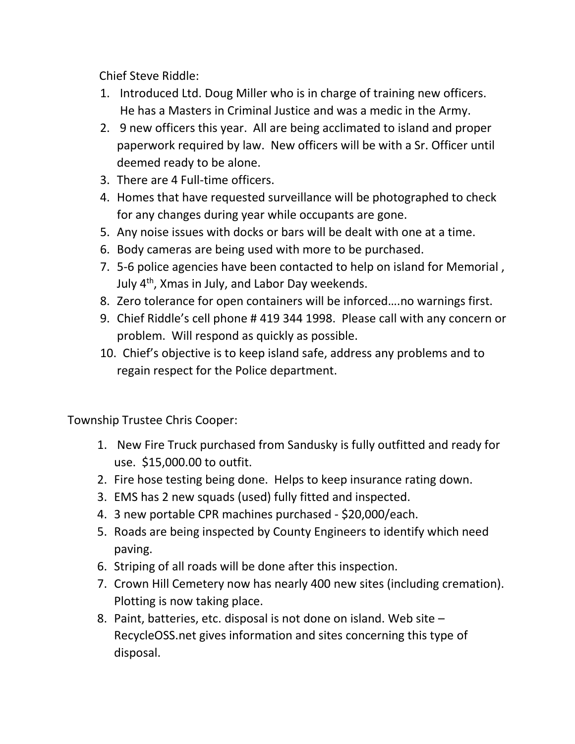Chief Steve Riddle:

1. Introduced Ltd. Doug Miller who is in charge of training new officers. He has a Masters in Criminal Justice and was a medic in the Army.
2. 9 new officers this year. All are being acclimated to island and proper paperwork required by law. New officers will be with a Sr. Officer until deemed ready to be alone.
3. There are 4 Full-time officers.
4. Homes that have requested surveillance will be photographed to check for any changes during year while occupants are gone.
5. Any noise issues with docks or bars will be dealt with one at a time.
6. Body cameras are being used with more to be purchased.
7. 5-6 police agencies have been contacted to help on island for Memorial , July 4th, Xmas in July, and Labor Day weekends.
8. Zero tolerance for open containers will be inforced….no warnings first.
9. Chief Riddle's cell phone # 419 344 1998. Please call with any concern or problem. Will respond as quickly as possible.
10. Chief's objective is to keep island safe, address any problems and to regain respect for the Police department.

Township Trustee Chris Cooper:

1. New Fire Truck purchased from Sandusky is fully outfitted and ready for use. $15,000.00 to outfit.
2. Fire hose testing being done. Helps to keep insurance rating down.
3. EMS has 2 new squads (used) fully fitted and inspected.
4. 3 new portable CPR machines purchased - $20,000/each.
5. Roads are being inspected by County Engineers to identify which need paving.
6. Striping of all roads will be done after this inspection.
7. Crown Hill Cemetery now has nearly 400 new sites (including cremation). Plotting is now taking place.
8. Paint, batteries, etc. disposal is not done on island. Web site – RecycleOSS.net gives information and sites concerning this type of disposal.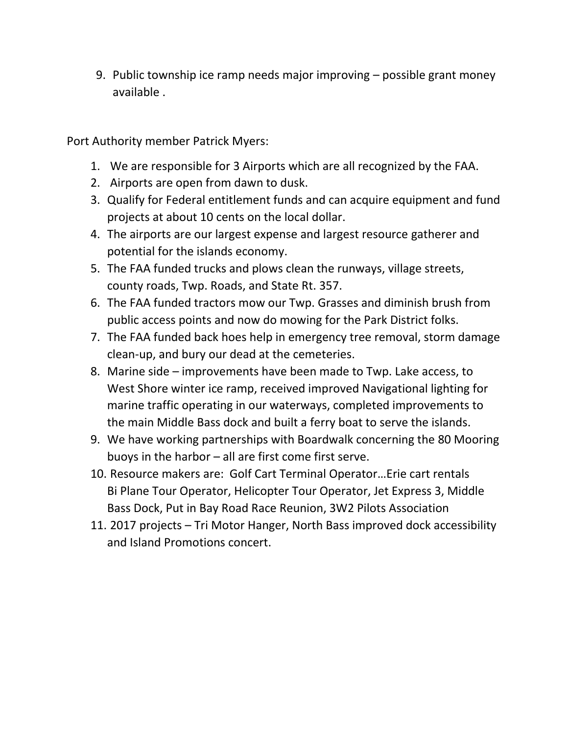9. Public township ice ramp needs major improving – possible grant money available .

Port Authority member Patrick Myers:

1. We are responsible for 3 Airports which are all recognized by the FAA.
2. Airports are open from dawn to dusk.
3. Qualify for Federal entitlement funds and can acquire equipment and fund projects at about 10 cents on the local dollar.
4. The airports are our largest expense and largest resource gatherer and potential for the islands economy.
5. The FAA funded trucks and plows clean the runways, village streets, county roads, Twp. Roads, and State Rt. 357.
6. The FAA funded tractors mow our Twp. Grasses and diminish brush from public access points and now do mowing for the Park District folks.
7. The FAA funded back hoes help in emergency tree removal, storm damage clean-up, and bury our dead at the cemeteries.
8. Marine side – improvements have been made to Twp. Lake access, to West Shore winter ice ramp, received improved Navigational lighting for marine traffic operating in our waterways, completed improvements to the main Middle Bass dock and built a ferry boat to serve the islands.
9. We have working partnerships with Boardwalk concerning the 80 Mooring buoys in the harbor – all are first come first serve.
10. Resource makers are: Golf Cart Terminal Operator…Erie cart rentals Bi Plane Tour Operator, Helicopter Tour Operator, Jet Express 3, Middle Bass Dock, Put in Bay Road Race Reunion, 3W2 Pilots Association
11. 2017 projects – Tri Motor Hanger, North Bass improved dock accessibility and Island Promotions concert.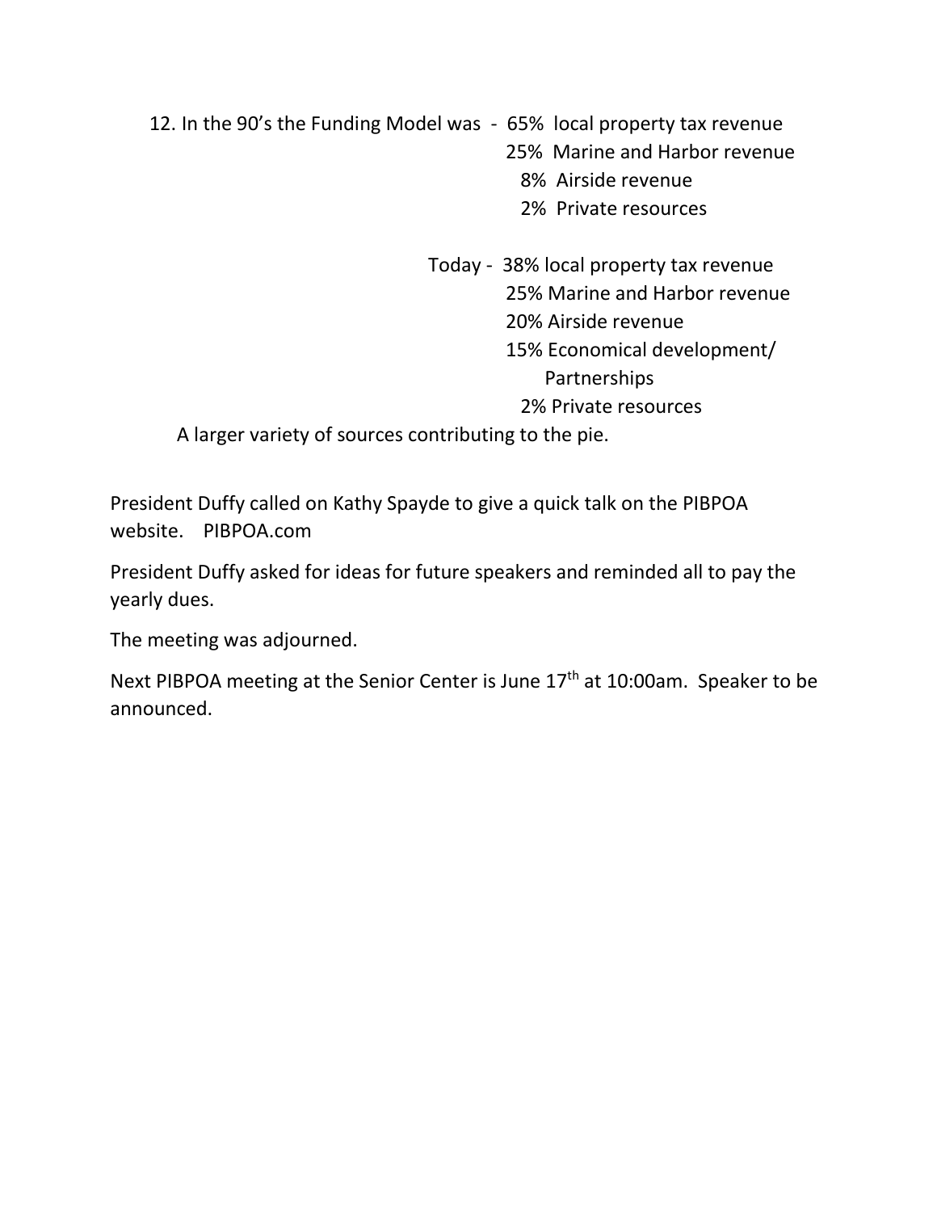12. In the 90's the Funding Model was - 65% local property tax revenue
    25% Marine and Harbor revenue
    8% Airside revenue
    2% Private resources

    Today - 38% local property tax revenue
    25% Marine and Harbor revenue
    20% Airside revenue
    15% Economical development/ Partnerships
    2% Private resources

    A larger variety of sources contributing to the pie.

President Duffy called on Kathy Spayde to give a quick talk on the PIBPOA website. PIBPOA.com

President Duffy asked for ideas for future speakers and reminded all to pay the yearly dues.

The meeting was adjourned.

Next PIBPOA meeting at the Senior Center is June 17th at 10:00am. Speaker to be announced.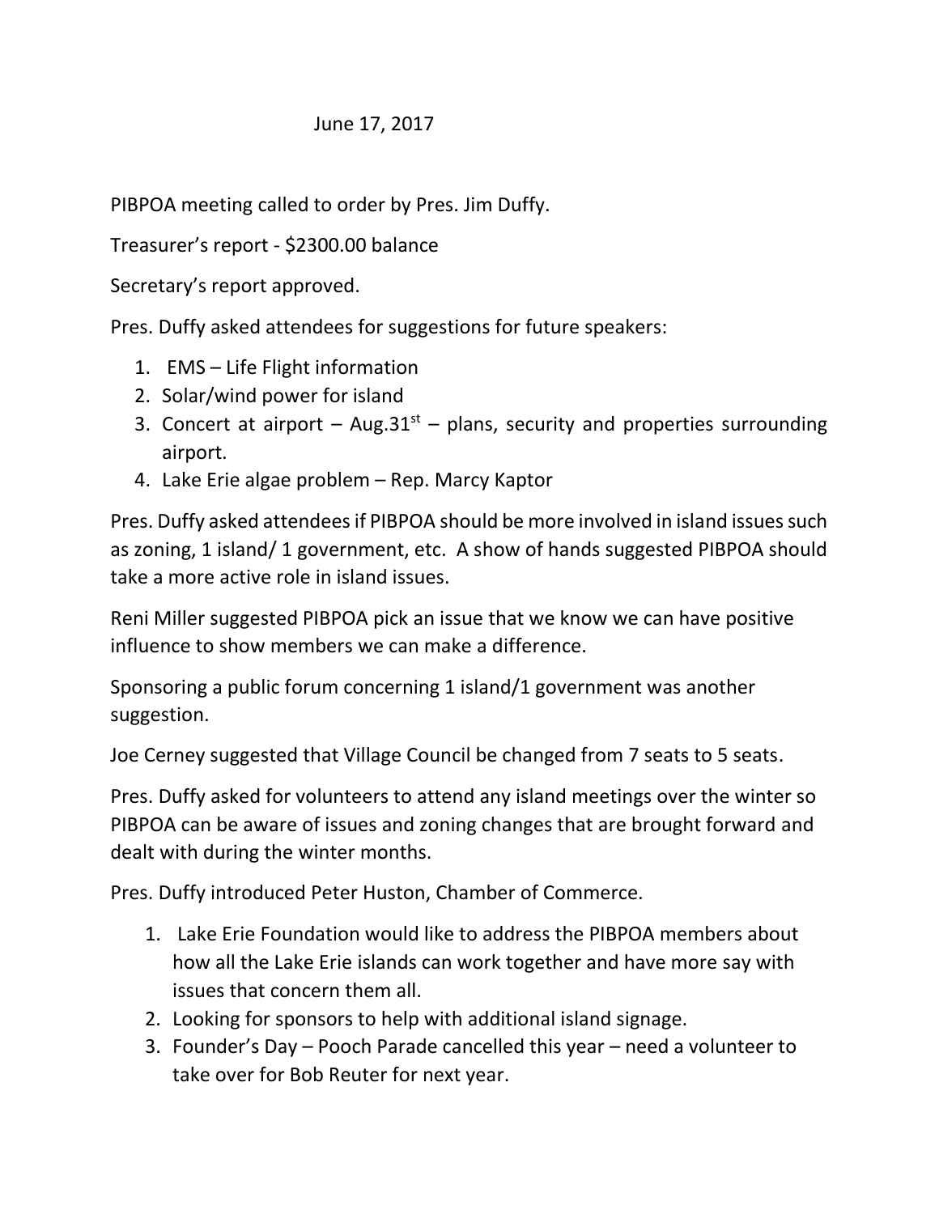June 17, 2017

PIBPOA meeting called to order by Pres. Jim Duffy.

Treasurer's report - $2300.00 balance

Secretary's report approved.

Pres. Duffy asked attendees for suggestions for future speakers:

1. EMS – Life Flight information
2. Solar/wind power for island
3. Concert at airport – Aug.31st – plans, security and properties surrounding airport.
4. Lake Erie algae problem – Rep. Marcy Kaptor

Pres. Duffy asked attendees if PIBPOA should be more involved in island issues such as zoning, 1 island/ 1 government, etc. A show of hands suggested PIBPOA should take a more active role in island issues.

Reni Miller suggested PIBPOA pick an issue that we know we can have positive influence to show members we can make a difference.

Sponsoring a public forum concerning 1 island/1 government was another suggestion.

Joe Cerney suggested that Village Council be changed from 7 seats to 5 seats.

Pres. Duffy asked for volunteers to attend any island meetings over the winter so PIBPOA can be aware of issues and zoning changes that are brought forward and dealt with during the winter months.

Pres. Duffy introduced Peter Huston, Chamber of Commerce.

1. Lake Erie Foundation would like to address the PIBPOA members about how all the Lake Erie islands can work together and have more say with issues that concern them all.
2. Looking for sponsors to help with additional island signage.
3. Founder's Day – Pooch Parade cancelled this year – need a volunteer to take over for Bob Reuter for next year.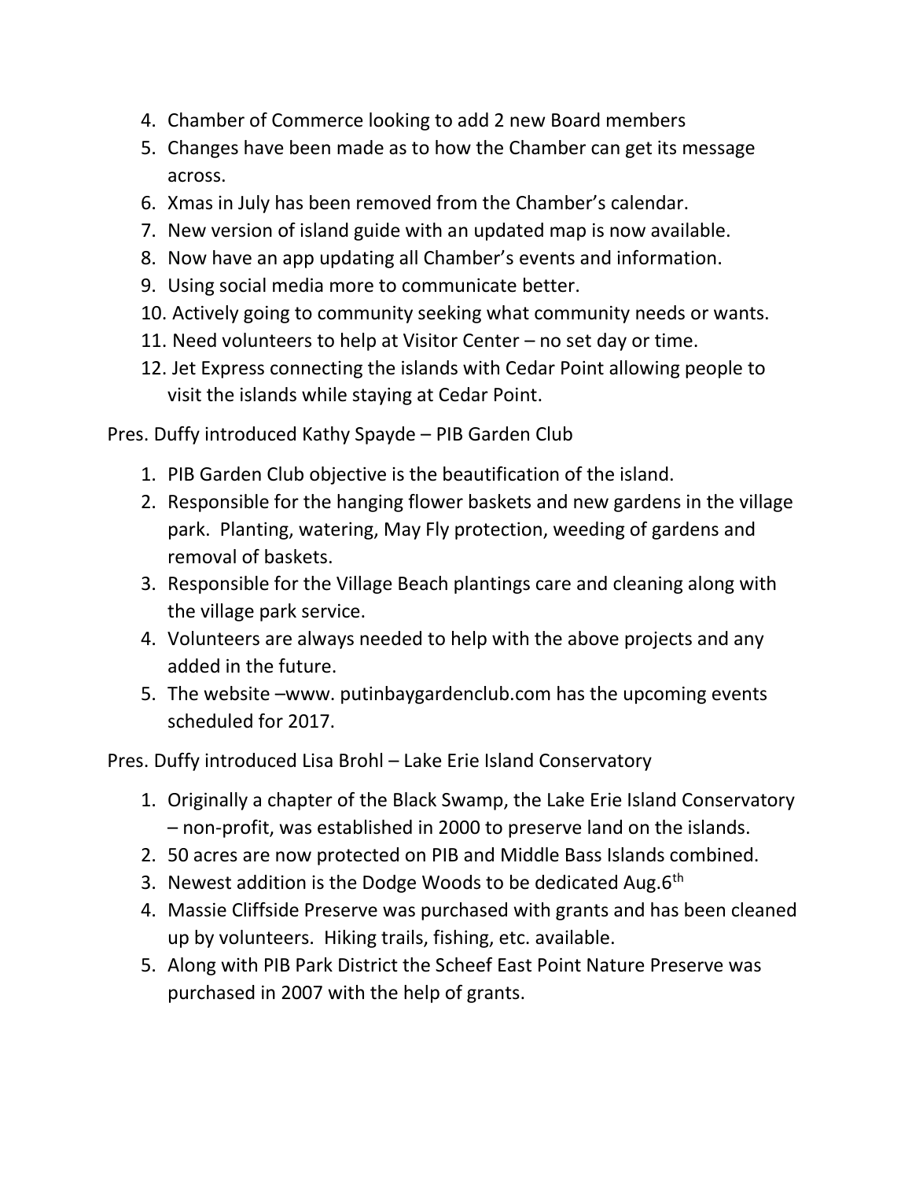4. Chamber of Commerce looking to add 2 new Board members
5. Changes have been made as to how the Chamber can get its message across.
6. Xmas in July has been removed from the Chamber's calendar.
7. New version of island guide with an updated map is now available.
8. Now have an app updating all Chamber's events and information.
9. Using social media more to communicate better.
10. Actively going to community seeking what community needs or wants.
11. Need volunteers to help at Visitor Center – no set day or time.
12. Jet Express connecting the islands with Cedar Point allowing people to visit the islands while staying at Cedar Point.

Pres. Duffy introduced Kathy Spayde – PIB Garden Club

1. PIB Garden Club objective is the beautification of the island.
2. Responsible for the hanging flower baskets and new gardens in the village park. Planting, watering, May Fly protection, weeding of gardens and removal of baskets.
3. Responsible for the Village Beach plantings care and cleaning along with the village park service.
4. Volunteers are always needed to help with the above projects and any added in the future.
5. The website –www. putinbaygardenclub.com has the upcoming events scheduled for 2017.

Pres. Duffy introduced Lisa Brohl – Lake Erie Island Conservatory

1. Originally a chapter of the Black Swamp, the Lake Erie Island Conservatory – non-profit, was established in 2000 to preserve land on the islands.
2. 50 acres are now protected on PIB and Middle Bass Islands combined.
3. Newest addition is the Dodge Woods to be dedicated Aug.6th
4. Massie Cliffside Preserve was purchased with grants and has been cleaned up by volunteers. Hiking trails, fishing, etc. available.
5. Along with PIB Park District the Scheef East Point Nature Preserve was purchased in 2007 with the help of grants.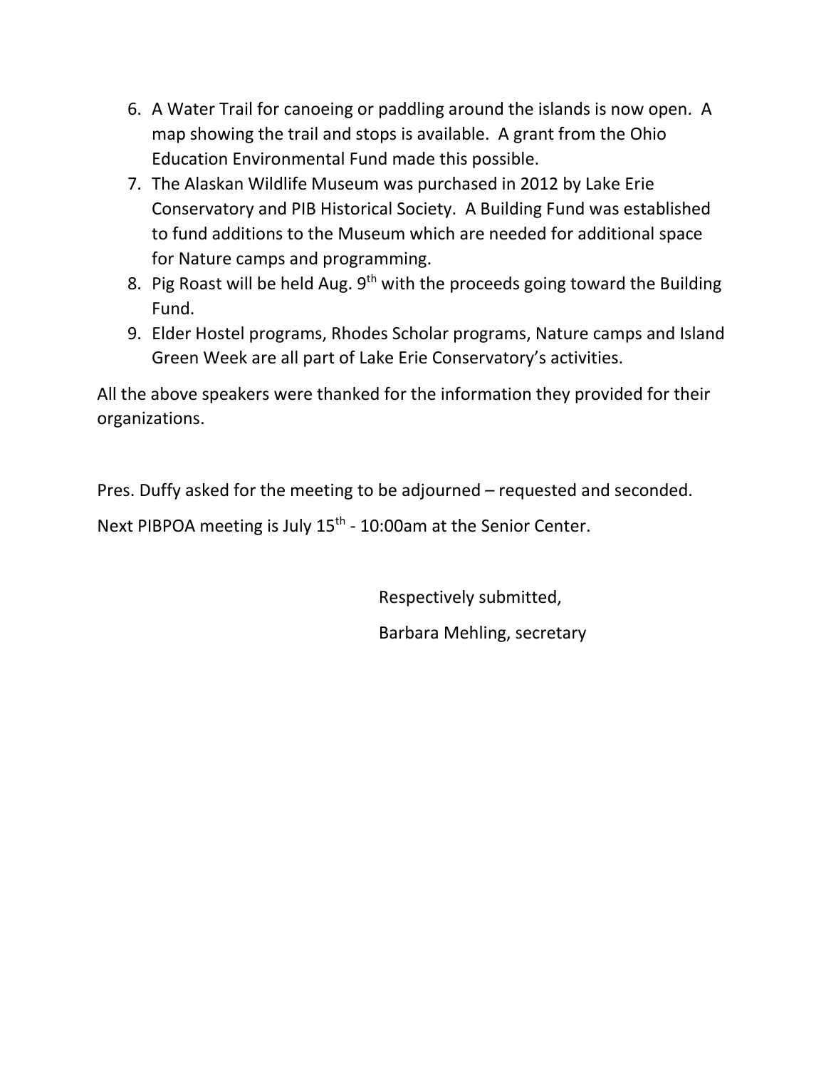6. A Water Trail for canoeing or paddling around the islands is now open. A map showing the trail and stops is available. A grant from the Ohio Education Environmental Fund made this possible.
7. The Alaskan Wildlife Museum was purchased in 2012 by Lake Erie Conservatory and PIB Historical Society. A Building Fund was established to fund additions to the Museum which are needed for additional space for Nature camps and programming.
8. Pig Roast will be held Aug. 9th with the proceeds going toward the Building Fund.
9. Elder Hostel programs, Rhodes Scholar programs, Nature camps and Island Green Week are all part of Lake Erie Conservatory's activities.

All the above speakers were thanked for the information they provided for their organizations.

Pres. Duffy asked for the meeting to be adjourned – requested and seconded.

Next PIBPOA meeting is July 15th - 10:00am at the Senior Center.

Respectively submitted,

Barbara Mehling, secretary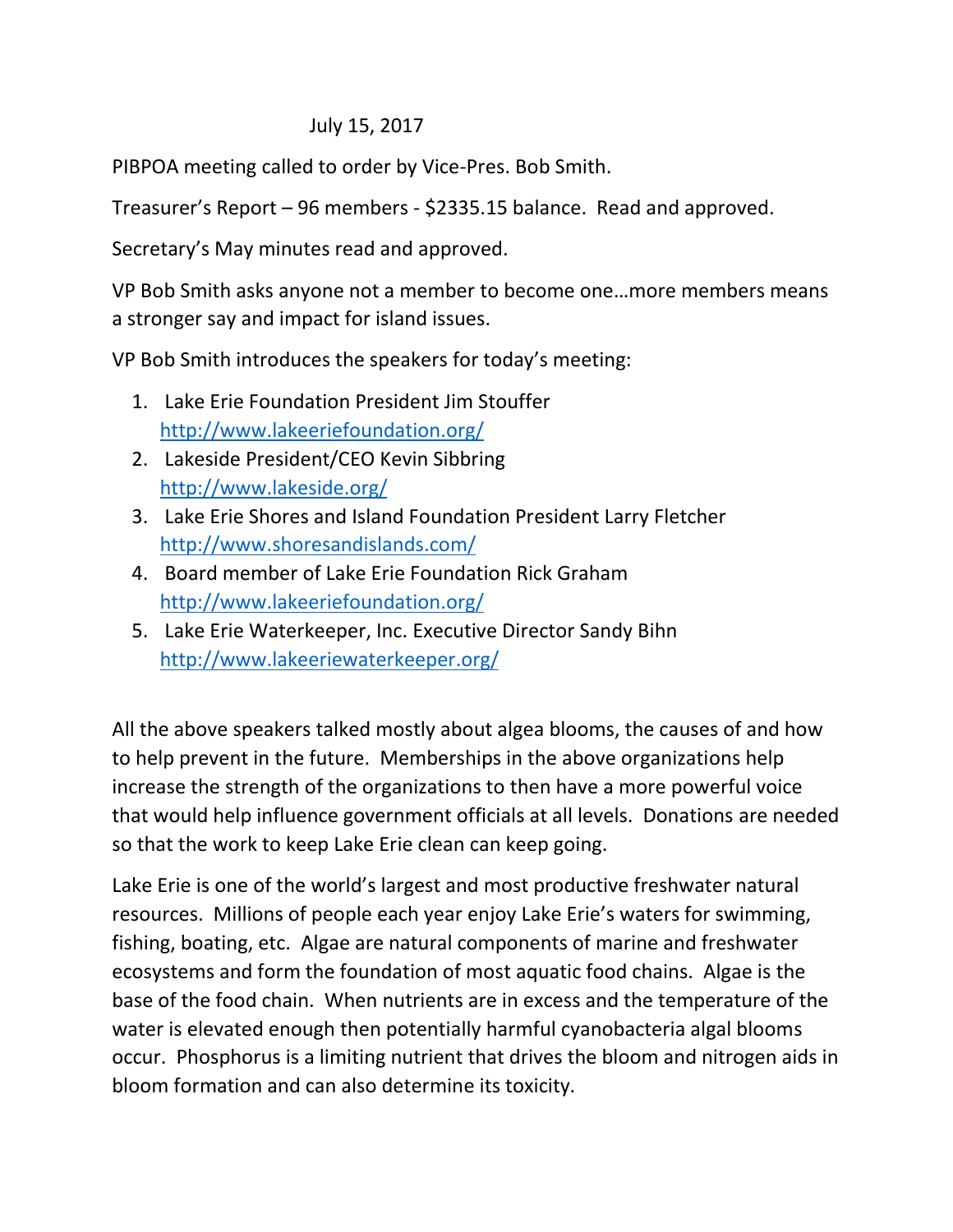July 15, 2017

PIBPOA meeting called to order by Vice-Pres. Bob Smith.

Treasurer's Report – 96 members - $2335.15 balance. Read and approved.

Secretary's May minutes read and approved.

VP Bob Smith asks anyone not a member to become one…more members means a stronger say and impact for island issues.

VP Bob Smith introduces the speakers for today's meeting:

1. Lake Erie Foundation President Jim Stouffer
   http://www.lakeeriefoundation.org/
2. Lakeside President/CEO Kevin Sibbring
   http://www.lakeside.org/
3. Lake Erie Shores and Island Foundation President Larry Fletcher
   http://www.shoresandislands.com/
4. Board member of Lake Erie Foundation Rick Graham
   http://www.lakeeriefoundation.org/
5. Lake Erie Waterkeeper, Inc. Executive Director Sandy Bihn
   http://www.lakeeriewaterkeeper.org/

All the above speakers talked mostly about algea blooms, the causes of and how to help prevent in the future. Memberships in the above organizations help increase the strength of the organizations to then have a more powerful voice that would help influence government officials at all levels. Donations are needed so that the work to keep Lake Erie clean can keep going.

Lake Erie is one of the world's largest and most productive freshwater natural resources. Millions of people each year enjoy Lake Erie's waters for swimming, fishing, boating, etc. Algae are natural components of marine and freshwater ecosystems and form the foundation of most aquatic food chains. Algae is the base of the food chain. When nutrients are in excess and the temperature of the water is elevated enough then potentially harmful cyanobacteria algal blooms occur. Phosphorus is a limiting nutrient that drives the bloom and nitrogen aids in bloom formation and can also determine its toxicity.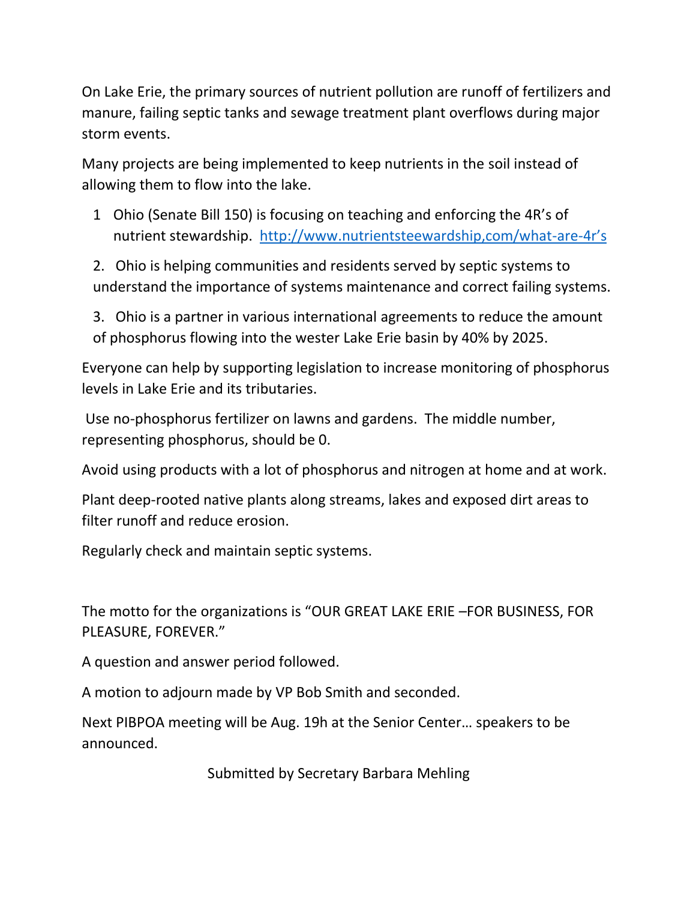On Lake Erie, the primary sources of nutrient pollution are runoff of fertilizers and manure, failing septic tanks and sewage treatment plant overflows during major storm events.

Many projects are being implemented to keep nutrients in the soil instead of allowing them to flow into the lake.

1 Ohio (Senate Bill 150) is focusing on teaching and enforcing the 4R's of nutrient stewardship. http://www.nutrientsteewardship,com/what-are-4r's

2. Ohio is helping communities and residents served by septic systems to understand the importance of systems maintenance and correct failing systems.

3. Ohio is a partner in various international agreements to reduce the amount of phosphorus flowing into the wester Lake Erie basin by 40% by 2025.

Everyone can help by supporting legislation to increase monitoring of phosphorus levels in Lake Erie and its tributaries.

Use no-phosphorus fertilizer on lawns and gardens. The middle number, representing phosphorus, should be 0.

Avoid using products with a lot of phosphorus and nitrogen at home and at work.

Plant deep-rooted native plants along streams, lakes and exposed dirt areas to filter runoff and reduce erosion.

Regularly check and maintain septic systems.

The motto for the organizations is "OUR GREAT LAKE ERIE –FOR BUSINESS, FOR PLEASURE, FOREVER."

A question and answer period followed.

A motion to adjourn made by VP Bob Smith and seconded.

Next PIBPOA meeting will be Aug. 19h at the Senior Center… speakers to be announced.

Submitted by Secretary Barbara Mehling